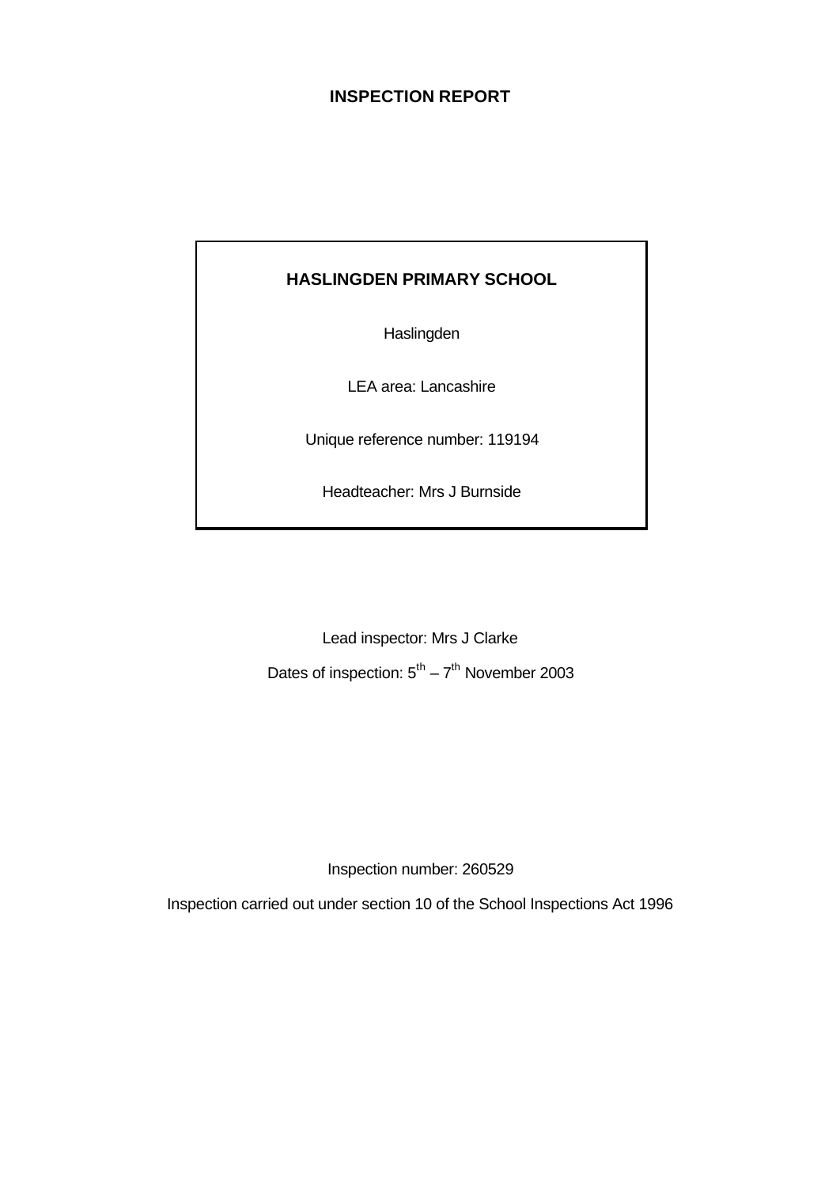# INSPECTION REPORT

**HASLINGDEN PRIMARY SCHOOL**

Haslingden

LEA area: Lancashire

Unique reference number: 119194

Headteacher: Mrs J Burnside

Lead inspector: Mrs J Clarke

Dates of inspection: 5th – 7th November 2003

Inspection number: 260529

Inspection carried out under section 10 of the School Inspections Act 1996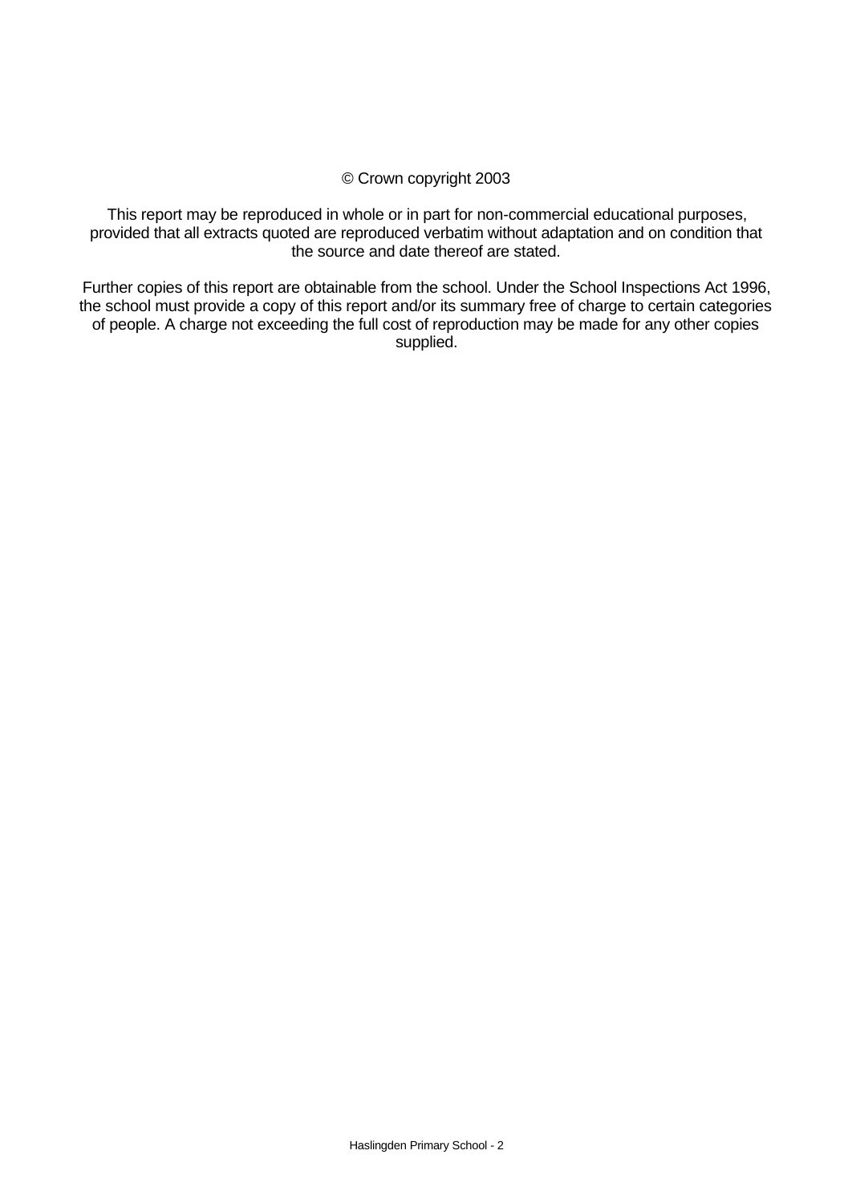© Crown copyright 2003

This report may be reproduced in whole or in part for non-commercial educational purposes, provided that all extracts quoted are reproduced verbatim without adaptation and on condition that the source and date thereof are stated.

Further copies of this report are obtainable from the school. Under the School Inspections Act 1996, the school must provide a copy of this report and/or its summary free of charge to certain categories of people. A charge not exceeding the full cost of reproduction may be made for any other copies supplied.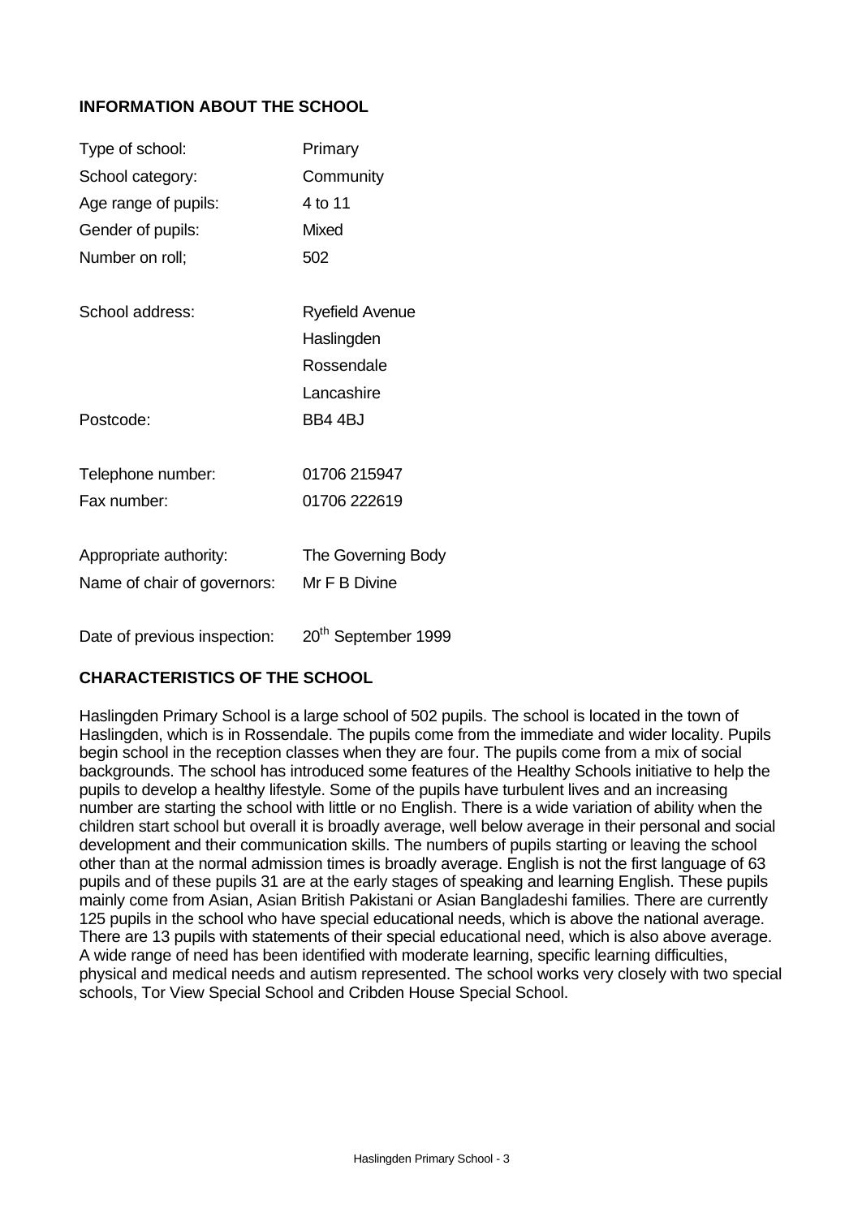## INFORMATION ABOUT THE SCHOOL

| | |
|---|---|
| Type of school: | Primary |
| School category: | Community |
| Age range of pupils: | 4 to 11 |
| Gender of pupils: | Mixed |
| Number on roll; | 502 |
| School address: | Ryefield Avenue<br>Haslingden<br>Rossendale<br>Lancashire |
| Postcode: | BB4 4BJ |
| Telephone number: | 01706 215947 |
| Fax number: | 01706 222619 |
| Appropriate authority: | The Governing Body |
| Name of chair of governors: | Mr F B Divine |
| Date of previous inspection: | 20th September 1999 |

## CHARACTERISTICS OF THE SCHOOL

Haslingden Primary School is a large school of 502 pupils. The school is located in the town of Haslingden, which is in Rossendale. The pupils come from the immediate and wider locality. Pupils begin school in the reception classes when they are four. The pupils come from a mix of social backgrounds. The school has introduced some features of the Healthy Schools initiative to help the pupils to develop a healthy lifestyle. Some of the pupils have turbulent lives and an increasing number are starting the school with little or no English. There is a wide variation of ability when the children start school but overall it is broadly average, well below average in their personal and social development and their communication skills. The numbers of pupils starting or leaving the school other than at the normal admission times is broadly average. English is not the first language of 63 pupils and of these pupils 31 are at the early stages of speaking and learning English. These pupils mainly come from Asian, Asian British Pakistani or Asian Bangladeshi families. There are currently 125 pupils in the school who have special educational needs, which is above the national average. There are 13 pupils with statements of their special educational need, which is also above average. A wide range of need has been identified with moderate learning, specific learning difficulties, physical and medical needs and autism represented. The school works very closely with two special schools, Tor View Special School and Cribden House Special School.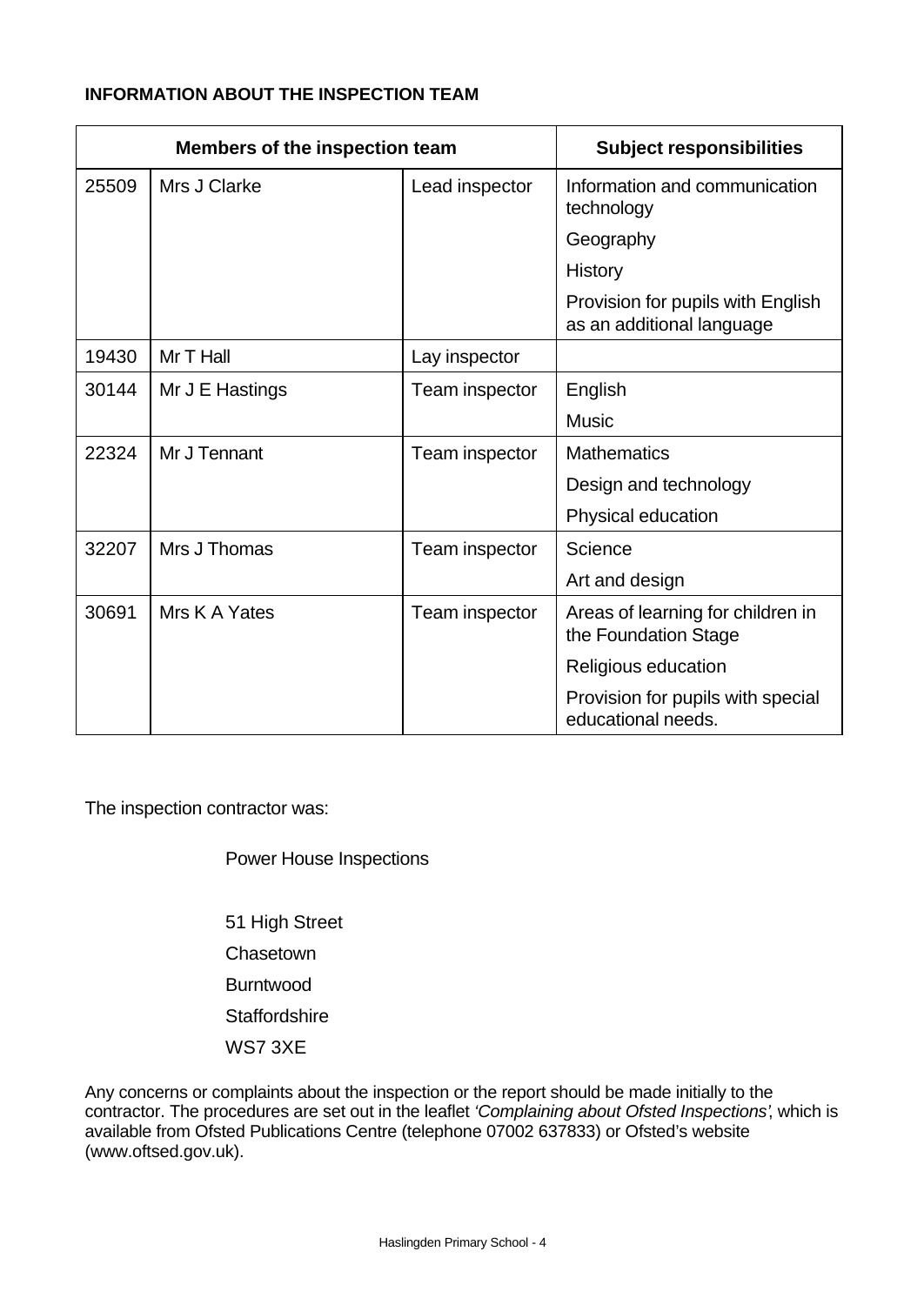**INFORMATION ABOUT THE INSPECTION TEAM**

| Members of the inspection team | | | Subject responsibilities |
| --- | --- | --- | --- |
| 25509 | Mrs J Clarke | Lead inspector | Information and communication technology |
| | | | Geography |
| | | | History |
| | | | Provision for pupils with English as an additional language |
| 19430 | Mr T Hall | Lay inspector | |
| 30144 | Mr J E Hastings | Team inspector | English |
| | | | Music |
| 22324 | Mr J Tennant | Team inspector | Mathematics |
| | | | Design and technology |
| | | | Physical education |
| 32207 | Mrs J Thomas | Team inspector | Science |
| | | | Art and design |
| 30691 | Mrs K A Yates | Team inspector | Areas of learning for children in the Foundation Stage |
| | | | Religious education |
| | | | Provision for pupils with special educational needs. |

The inspection contractor was:

Power House Inspections

51 High Street
Chasetown
Burntwood
Staffordshire
WS7 3XE

Any concerns or complaints about the inspection or the report should be made initially to the contractor. The procedures are set out in the leaflet *'Complaining about Ofsted Inspections'*, which is available from Ofsted Publications Centre (telephone 07002 637833) or Ofsted's website (www.oftsed.gov.uk).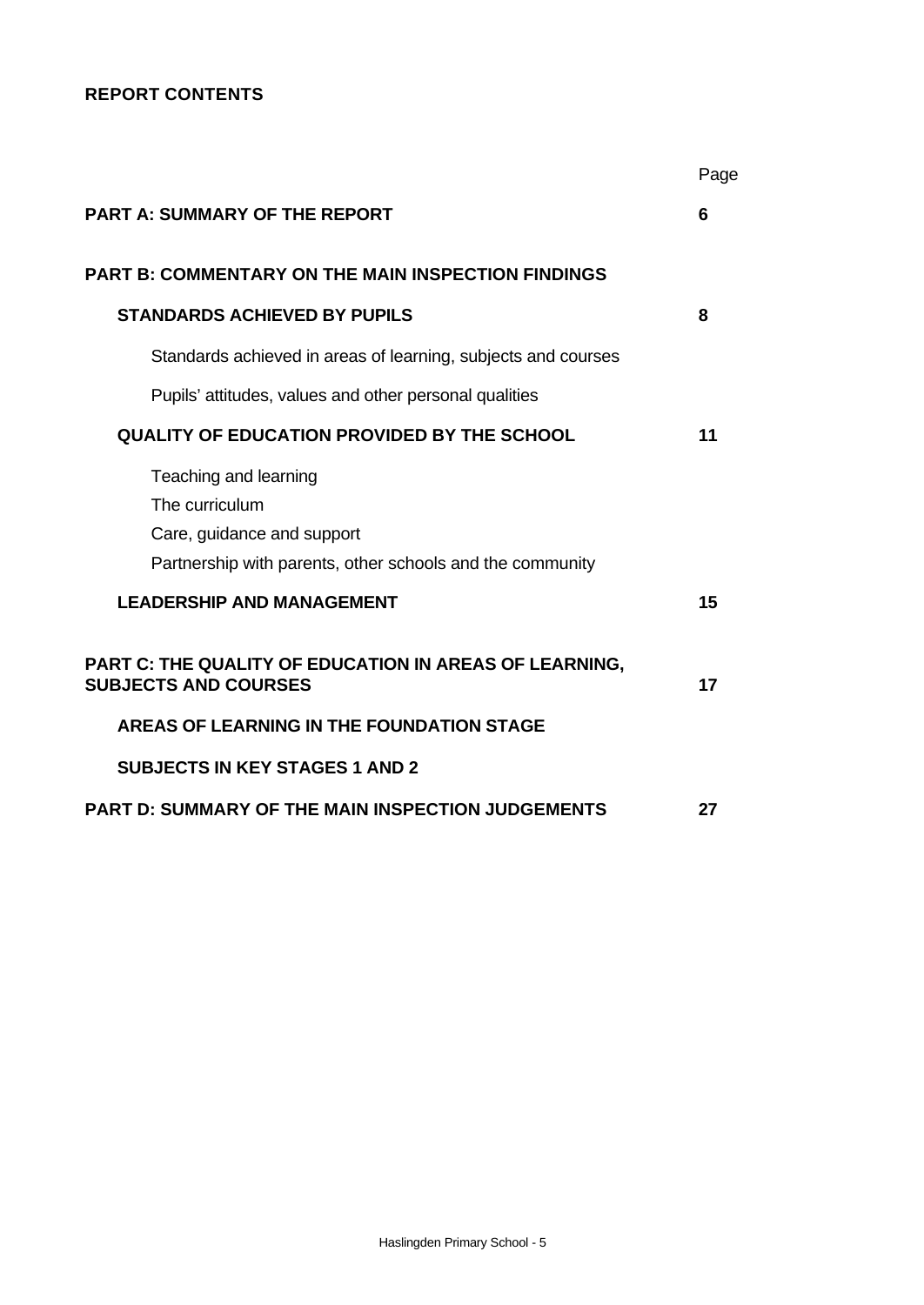**REPORT CONTENTS**

| | Page |
|---|---|
| **PART A: SUMMARY OF THE REPORT** | **6** |
| **PART B: COMMENTARY ON THE MAIN INSPECTION FINDINGS** | |
| **STANDARDS ACHIEVED BY PUPILS** | **8** |
| Standards achieved in areas of learning, subjects and courses | |
| Pupils' attitudes, values and other personal qualities | |
| **QUALITY OF EDUCATION PROVIDED BY THE SCHOOL** | **11** |
| Teaching and learning<br>The curriculum<br>Care, guidance and support<br>Partnership with parents, other schools and the community | |
| **LEADERSHIP AND MANAGEMENT** | **15** |
| **PART C: THE QUALITY OF EDUCATION IN AREAS OF LEARNING, SUBJECTS AND COURSES** | **17** |
| **AREAS OF LEARNING IN THE FOUNDATION STAGE** | |
| **SUBJECTS IN KEY STAGES 1 AND 2** | |
| **PART D: SUMMARY OF THE MAIN INSPECTION JUDGEMENTS** | **27** |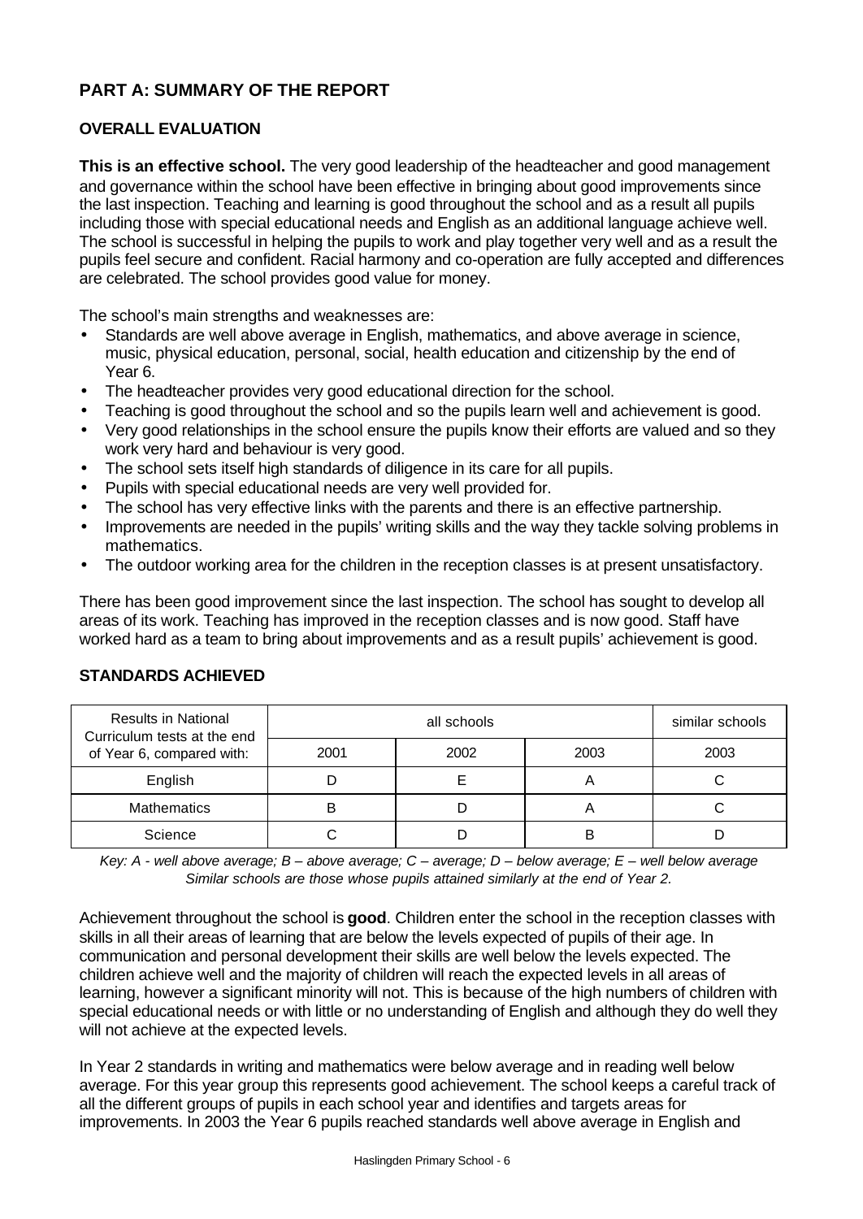## PART A: SUMMARY OF THE REPORT

### OVERALL EVALUATION

**This is an effective school.** The very good leadership of the headteacher and good management and governance within the school have been effective in bringing about good improvements since the last inspection. Teaching and learning is good throughout the school and as a result all pupils including those with special educational needs and English as an additional language achieve well. The school is successful in helping the pupils to work and play together very well and as a result the pupils feel secure and confident. Racial harmony and co-operation are fully accepted and differences are celebrated. The school provides good value for money.

The school's main strengths and weaknesses are:

- Standards are well above average in English, mathematics, and above average in science, music, physical education, personal, social, health education and citizenship by the end of Year 6.
- The headteacher provides very good educational direction for the school.
- Teaching is good throughout the school and so the pupils learn well and achievement is good.
- Very good relationships in the school ensure the pupils know their efforts are valued and so they work very hard and behaviour is very good.
- The school sets itself high standards of diligence in its care for all pupils.
- Pupils with special educational needs are very well provided for.
- The school has very effective links with the parents and there is an effective partnership.
- Improvements are needed in the pupils' writing skills and the way they tackle solving problems in mathematics.
- The outdoor working area for the children in the reception classes is at present unsatisfactory.

There has been good improvement since the last inspection. The school has sought to develop all areas of its work. Teaching has improved in the reception classes and is now good. Staff have worked hard as a team to bring about improvements and as a result pupils' achievement is good.

### STANDARDS ACHIEVED

| Results in National Curriculum tests at the end of Year 6, compared with: | all schools | | | similar schools |
|---|---|---|---|---|
| | 2001 | 2002 | 2003 | 2003 |
| English | D | E | A | C |
| Mathematics | B | D | A | C |
| Science | C | D | B | D |

*Key: A - well above average; B – above average; C – average; D – below average; E – well below average*
*Similar schools are those whose pupils attained similarly at the end of Year 2.*

Achievement throughout the school is **good**. Children enter the school in the reception classes with skills in all their areas of learning that are below the levels expected of pupils of their age. In communication and personal development their skills are well below the levels expected. The children achieve well and the majority of children will reach the expected levels in all areas of learning, however a significant minority will not. This is because of the high numbers of children with special educational needs or with little or no understanding of English and although they do well they will not achieve at the expected levels.

In Year 2 standards in writing and mathematics were below average and in reading well below average. For this year group this represents good achievement. The school keeps a careful track of all the different groups of pupils in each school year and identifies and targets areas for improvements. In 2003 the Year 6 pupils reached standards well above average in English and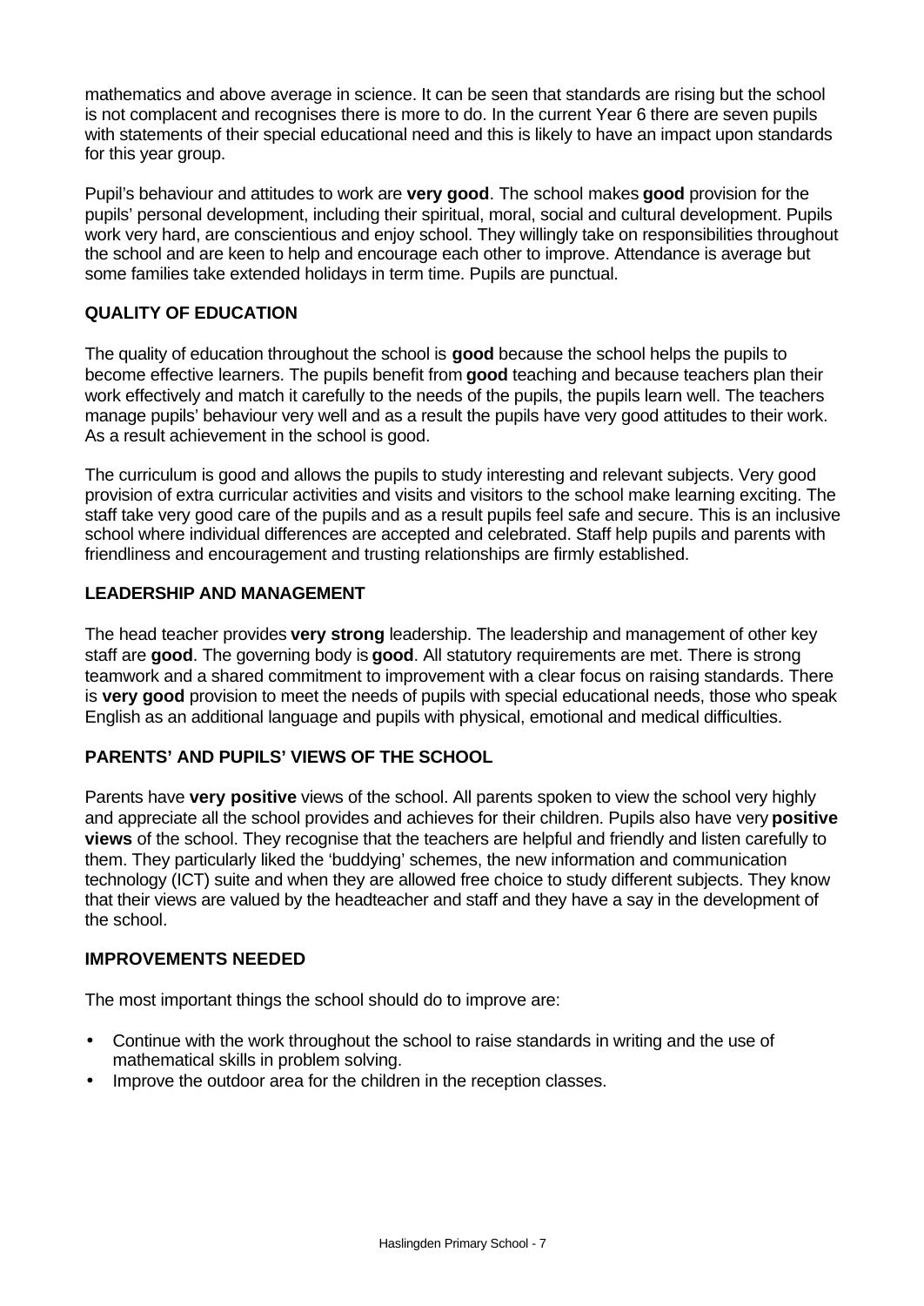mathematics and above average in science. It can be seen that standards are rising but the school is not complacent and recognises there is more to do. In the current Year 6 there are seven pupils with statements of their special educational need and this is likely to have an impact upon standards for this year group.

Pupil's behaviour and attitudes to work are **very good**. The school makes **good** provision for the pupils' personal development, including their spiritual, moral, social and cultural development. Pupils work very hard, are conscientious and enjoy school. They willingly take on responsibilities throughout the school and are keen to help and encourage each other to improve. Attendance is average but some families take extended holidays in term time. Pupils are punctual.

## QUALITY OF EDUCATION

The quality of education throughout the school is **good** because the school helps the pupils to become effective learners. The pupils benefit from **good** teaching and because teachers plan their work effectively and match it carefully to the needs of the pupils, the pupils learn well. The teachers manage pupils' behaviour very well and as a result the pupils have very good attitudes to their work. As a result achievement in the school is good.

The curriculum is good and allows the pupils to study interesting and relevant subjects. Very good provision of extra curricular activities and visits and visitors to the school make learning exciting. The staff take very good care of the pupils and as a result pupils feel safe and secure. This is an inclusive school where individual differences are accepted and celebrated. Staff help pupils and parents with friendliness and encouragement and trusting relationships are firmly established.

## LEADERSHIP AND MANAGEMENT

The head teacher provides **very strong** leadership. The leadership and management of other key staff are **good**. The governing body is **good**. All statutory requirements are met. There is strong teamwork and a shared commitment to improvement with a clear focus on raising standards. There is **very good** provision to meet the needs of pupils with special educational needs, those who speak English as an additional language and pupils with physical, emotional and medical difficulties.

## PARENTS' AND PUPILS' VIEWS OF THE SCHOOL

Parents have **very positive** views of the school. All parents spoken to view the school very highly and appreciate all the school provides and achieves for their children. Pupils also have very **positive views** of the school. They recognise that the teachers are helpful and friendly and listen carefully to them. They particularly liked the 'buddying' schemes, the new information and communication technology (ICT) suite and when they are allowed free choice to study different subjects. They know that their views are valued by the headteacher and staff and they have a say in the development of the school.

## IMPROVEMENTS NEEDED

The most important things the school should do to improve are:

- Continue with the work throughout the school to raise standards in writing and the use of mathematical skills in problem solving.
- Improve the outdoor area for the children in the reception classes.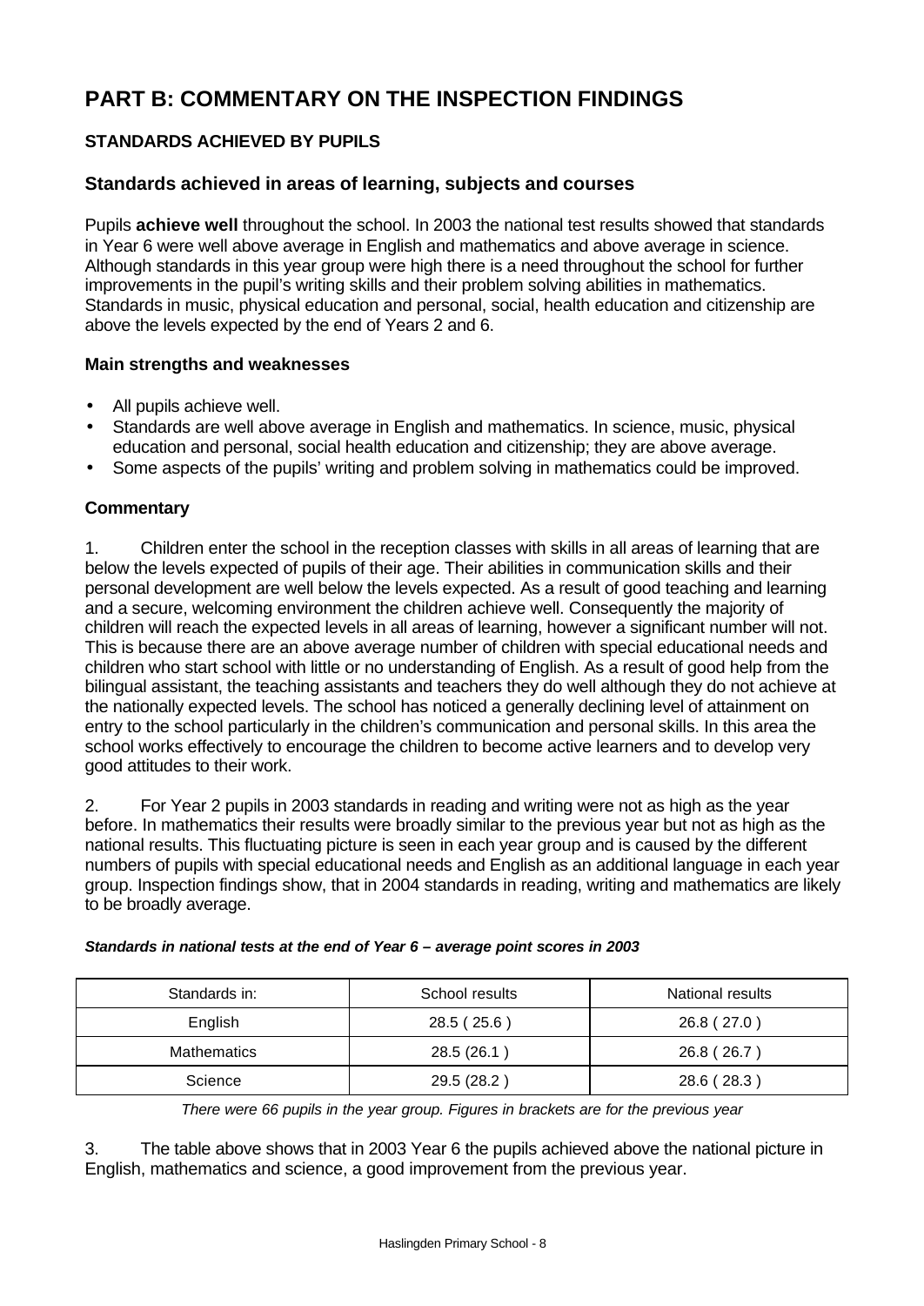# PART B: COMMENTARY ON THE INSPECTION FINDINGS

## STANDARDS ACHIEVED BY PUPILS

### Standards achieved in areas of learning, subjects and courses

Pupils **achieve well** throughout the school. In 2003 the national test results showed that standards in Year 6 were well above average in English and mathematics and above average in science. Although standards in this year group were high there is a need throughout the school for further improvements in the pupil's writing skills and their problem solving abilities in mathematics. Standards in music, physical education and personal, social, health education and citizenship are above the levels expected by the end of Years 2 and 6.

**Main strengths and weaknesses**

- All pupils achieve well.
- Standards are well above average in English and mathematics. In science, music, physical education and personal, social health education and citizenship; they are above average.
- Some aspects of the pupils' writing and problem solving in mathematics could be improved.

**Commentary**

1. Children enter the school in the reception classes with skills in all areas of learning that are below the levels expected of pupils of their age. Their abilities in communication skills and their personal development are well below the levels expected. As a result of good teaching and learning and a secure, welcoming environment the children achieve well. Consequently the majority of children will reach the expected levels in all areas of learning, however a significant number will not. This is because there are an above average number of children with special educational needs and children who start school with little or no understanding of English. As a result of good help from the bilingual assistant, the teaching assistants and teachers they do well although they do not achieve at the nationally expected levels. The school has noticed a generally declining level of attainment on entry to the school particularly in the children's communication and personal skills. In this area the school works effectively to encourage the children to become active learners and to develop very good attitudes to their work.

2. For Year 2 pupils in 2003 standards in reading and writing were not as high as the year before. In mathematics their results were broadly similar to the previous year but not as high as the national results. This fluctuating picture is seen in each year group and is caused by the different numbers of pupils with special educational needs and English as an additional language in each year group. Inspection findings show, that in 2004 standards in reading, writing and mathematics are likely to be broadly average.

***Standards in national tests at the end of Year 6 – average point scores in 2003***

| Standards in: | School results | National results |
|---|---|---|
| English | 28.5 ( 25.6 ) | 26.8 ( 27.0 ) |
| Mathematics | 28.5 (26.1 ) | 26.8 ( 26.7 ) |
| Science | 29.5 (28.2 ) | 28.6 ( 28.3 ) |

*There were 66 pupils in the year group. Figures in brackets are for the previous year*

3. The table above shows that in 2003 Year 6 the pupils achieved above the national picture in English, mathematics and science, a good improvement from the previous year.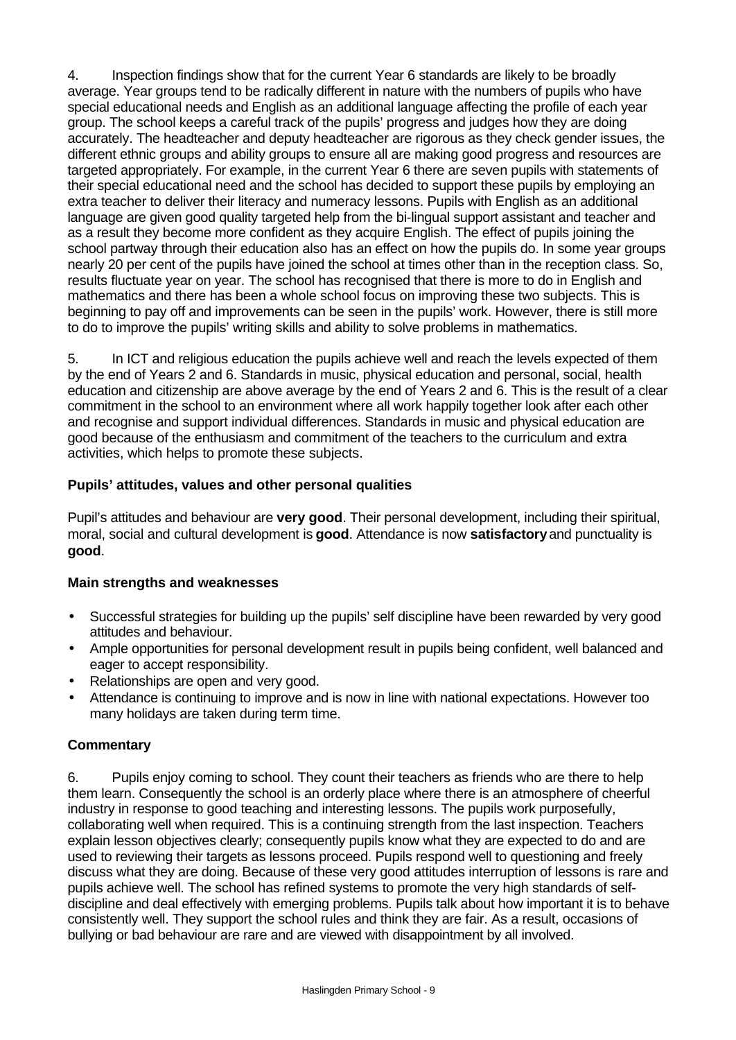4. Inspection findings show that for the current Year 6 standards are likely to be broadly average. Year groups tend to be radically different in nature with the numbers of pupils who have special educational needs and English as an additional language affecting the profile of each year group. The school keeps a careful track of the pupils' progress and judges how they are doing accurately. The headteacher and deputy headteacher are rigorous as they check gender issues, the different ethnic groups and ability groups to ensure all are making good progress and resources are targeted appropriately. For example, in the current Year 6 there are seven pupils with statements of their special educational need and the school has decided to support these pupils by employing an extra teacher to deliver their literacy and numeracy lessons. Pupils with English as an additional language are given good quality targeted help from the bi-lingual support assistant and teacher and as a result they become more confident as they acquire English. The effect of pupils joining the school partway through their education also has an effect on how the pupils do. In some year groups nearly 20 per cent of the pupils have joined the school at times other than in the reception class. So, results fluctuate year on year. The school has recognised that there is more to do in English and mathematics and there has been a whole school focus on improving these two subjects. This is beginning to pay off and improvements can be seen in the pupils' work. However, there is still more to do to improve the pupils' writing skills and ability to solve problems in mathematics.

5. In ICT and religious education the pupils achieve well and reach the levels expected of them by the end of Years 2 and 6. Standards in music, physical education and personal, social, health education and citizenship are above average by the end of Years 2 and 6. This is the result of a clear commitment in the school to an environment where all work happily together look after each other and recognise and support individual differences. Standards in music and physical education are good because of the enthusiasm and commitment of the teachers to the curriculum and extra activities, which helps to promote these subjects.

### Pupils' attitudes, values and other personal qualities

Pupil's attitudes and behaviour are **very good**. Their personal development, including their spiritual, moral, social and cultural development is **good**. Attendance is now **satisfactory** and punctuality is **good**.

### Main strengths and weaknesses

- Successful strategies for building up the pupils' self discipline have been rewarded by very good attitudes and behaviour.
- Ample opportunities for personal development result in pupils being confident, well balanced and eager to accept responsibility.
- Relationships are open and very good.
- Attendance is continuing to improve and is now in line with national expectations. However too many holidays are taken during term time.

### Commentary

6. Pupils enjoy coming to school. They count their teachers as friends who are there to help them learn. Consequently the school is an orderly place where there is an atmosphere of cheerful industry in response to good teaching and interesting lessons. The pupils work purposefully, collaborating well when required. This is a continuing strength from the last inspection. Teachers explain lesson objectives clearly; consequently pupils know what they are expected to do and are used to reviewing their targets as lessons proceed. Pupils respond well to questioning and freely discuss what they are doing. Because of these very good attitudes interruption of lessons is rare and pupils achieve well. The school has refined systems to promote the very high standards of self-discipline and deal effectively with emerging problems. Pupils talk about how important it is to behave consistently well. They support the school rules and think they are fair. As a result, occasions of bullying or bad behaviour are rare and are viewed with disappointment by all involved.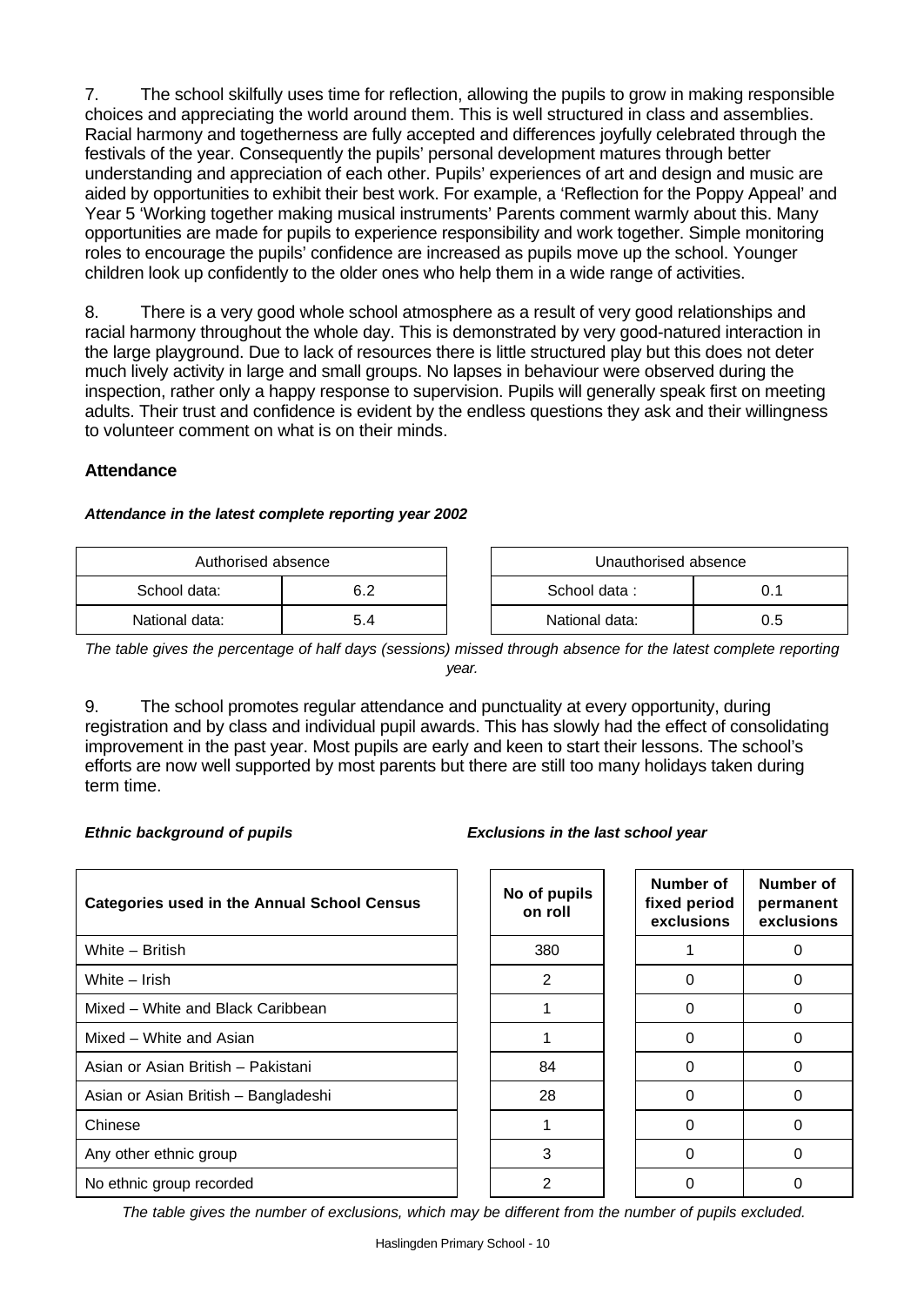7. The school skilfully uses time for reflection, allowing the pupils to grow in making responsible choices and appreciating the world around them. This is well structured in class and assemblies. Racial harmony and togetherness are fully accepted and differences joyfully celebrated through the festivals of the year. Consequently the pupils' personal development matures through better understanding and appreciation of each other. Pupils' experiences of art and design and music are aided by opportunities to exhibit their best work. For example, a 'Reflection for the Poppy Appeal' and Year 5 'Working together making musical instruments' Parents comment warmly about this. Many opportunities are made for pupils to experience responsibility and work together. Simple monitoring roles to encourage the pupils' confidence are increased as pupils move up the school. Younger children look up confidently to the older ones who help them in a wide range of activities.

8. There is a very good whole school atmosphere as a result of very good relationships and racial harmony throughout the whole day. This is demonstrated by very good-natured interaction in the large playground. Due to lack of resources there is little structured play but this does not deter much lively activity in large and small groups. No lapses in behaviour were observed during the inspection, rather only a happy response to supervision. Pupils will generally speak first on meeting adults. Their trust and confidence is evident by the endless questions they ask and their willingness to volunteer comment on what is on their minds.

### Attendance

***Attendance in the latest complete reporting year 2002***

| Authorised absence | |
|---|---|
| School data: | 6.2 |
| National data: | 5.4 |

| Unauthorised absence | |
|---|---|
| School data : | 0.1 |
| National data: | 0.5 |

*The table gives the percentage of half days (sessions) missed through absence for the latest complete reporting year.*

9. The school promotes regular attendance and punctuality at every opportunity, during registration and by class and individual pupil awards. This has slowly had the effect of consolidating improvement in the past year. Most pupils are early and keen to start their lessons. The school's efforts are now well supported by most parents but there are still too many holidays taken during term time.

***Ethnic background of pupils*** ***Exclusions in the last school year***

| Categories used in the Annual School Census | No of pupils on roll | Number of fixed period exclusions | Number of permanent exclusions |
|---|---|---|---|
| White – British | 380 | 1 | 0 |
| White – Irish | 2 | 0 | 0 |
| Mixed – White and Black Caribbean | 1 | 0 | 0 |
| Mixed – White and Asian | 1 | 0 | 0 |
| Asian or Asian British – Pakistani | 84 | 0 | 0 |
| Asian or Asian British – Bangladeshi | 28 | 0 | 0 |
| Chinese | 1 | 0 | 0 |
| Any other ethnic group | 3 | 0 | 0 |
| No ethnic group recorded | 2 | 0 | 0 |

*The table gives the number of exclusions, which may be different from the number of pupils excluded.*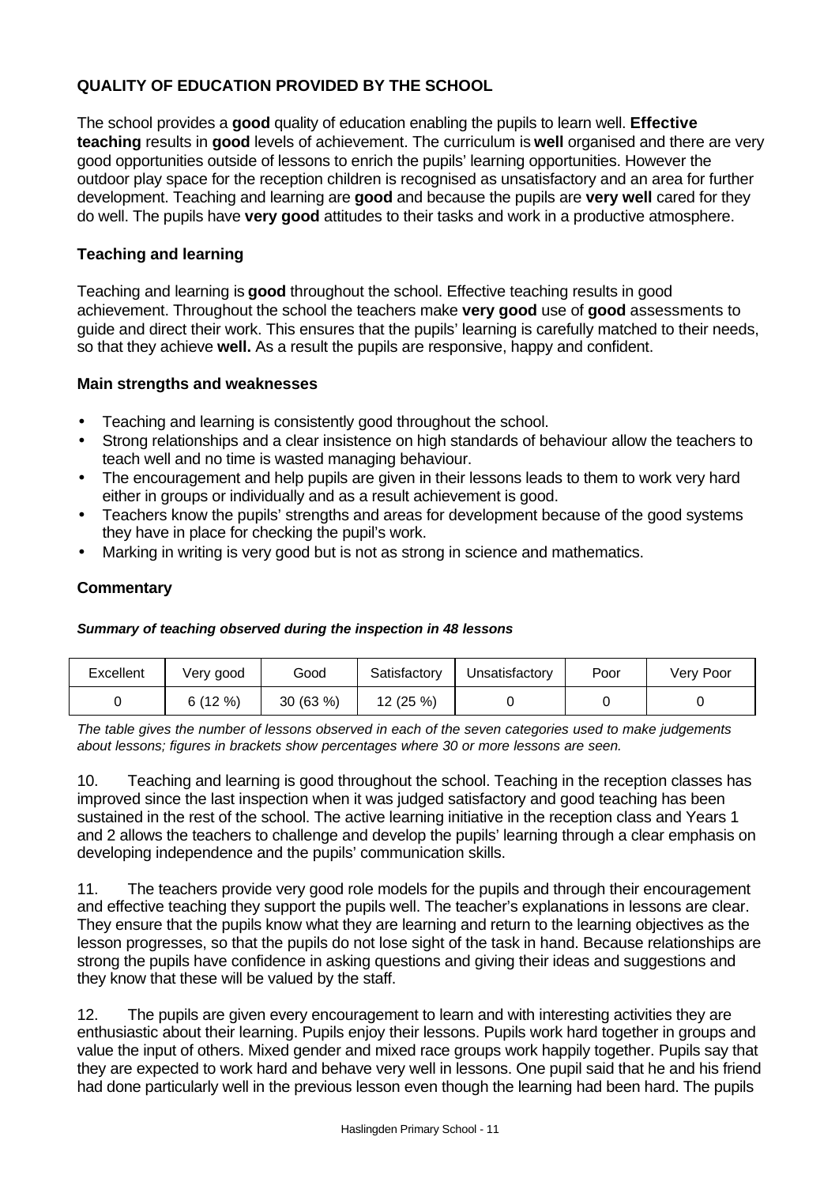## QUALITY OF EDUCATION PROVIDED BY THE SCHOOL

The school provides a **good** quality of education enabling the pupils to learn well. **Effective teaching** results in **good** levels of achievement. The curriculum is **well** organised and there are very good opportunities outside of lessons to enrich the pupils' learning opportunities. However the outdoor play space for the reception children is recognised as unsatisfactory and an area for further development. Teaching and learning are **good** and because the pupils are **very well** cared for they do well. The pupils have **very good** attitudes to their tasks and work in a productive atmosphere.

### Teaching and learning

Teaching and learning is **good** throughout the school. Effective teaching results in good achievement. Throughout the school the teachers make **very good** use of **good** assessments to guide and direct their work. This ensures that the pupils' learning is carefully matched to their needs, so that they achieve **well.** As a result the pupils are responsive, happy and confident.

### Main strengths and weaknesses

- Teaching and learning is consistently good throughout the school.
- Strong relationships and a clear insistence on high standards of behaviour allow the teachers to teach well and no time is wasted managing behaviour.
- The encouragement and help pupils are given in their lessons leads to them to work very hard either in groups or individually and as a result achievement is good.
- Teachers know the pupils' strengths and areas for development because of the good systems they have in place for checking the pupil's work.
- Marking in writing is very good but is not as strong in science and mathematics.

### Commentary

***Summary of teaching observed during the inspection in 48 lessons***

| Excellent | Very good | Good | Satisfactory | Unsatisfactory | Poor | Very Poor |
|---|---|---|---|---|---|---|
| 0 | 6 (12 %) | 30 (63 %) | 12 (25 %) | 0 | 0 | 0 |

*The table gives the number of lessons observed in each of the seven categories used to make judgements about lessons; figures in brackets show percentages where 30 or more lessons are seen.*

10. Teaching and learning is good throughout the school. Teaching in the reception classes has improved since the last inspection when it was judged satisfactory and good teaching has been sustained in the rest of the school. The active learning initiative in the reception class and Years 1 and 2 allows the teachers to challenge and develop the pupils' learning through a clear emphasis on developing independence and the pupils' communication skills.

11. The teachers provide very good role models for the pupils and through their encouragement and effective teaching they support the pupils well. The teacher's explanations in lessons are clear. They ensure that the pupils know what they are learning and return to the learning objectives as the lesson progresses, so that the pupils do not lose sight of the task in hand. Because relationships are strong the pupils have confidence in asking questions and giving their ideas and suggestions and they know that these will be valued by the staff.

12. The pupils are given every encouragement to learn and with interesting activities they are enthusiastic about their learning. Pupils enjoy their lessons. Pupils work hard together in groups and value the input of others. Mixed gender and mixed race groups work happily together. Pupils say that they are expected to work hard and behave very well in lessons. One pupil said that he and his friend had done particularly well in the previous lesson even though the learning had been hard. The pupils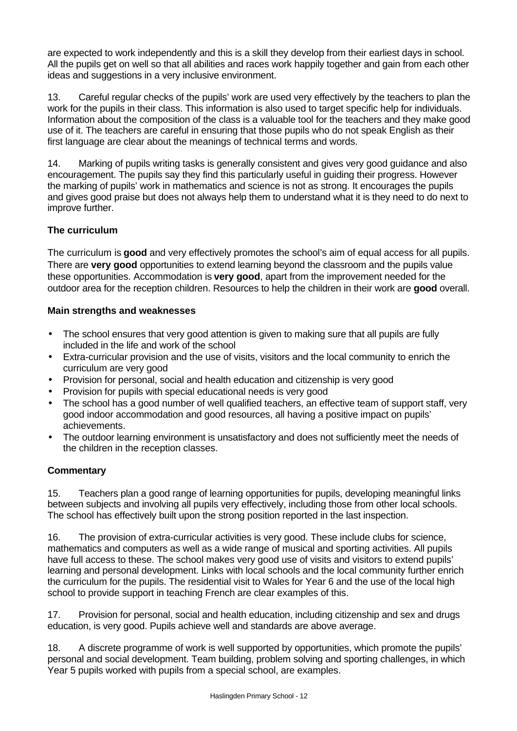are expected to work independently and this is a skill they develop from their earliest days in school. All the pupils get on well so that all abilities and races work happily together and gain from each other ideas and suggestions in a very inclusive environment.

13. Careful regular checks of the pupils' work are used very effectively by the teachers to plan the work for the pupils in their class. This information is also used to target specific help for individuals. Information about the composition of the class is a valuable tool for the teachers and they make good use of it. The teachers are careful in ensuring that those pupils who do not speak English as their first language are clear about the meanings of technical terms and words.

14. Marking of pupils writing tasks is generally consistent and gives very good guidance and also encouragement. The pupils say they find this particularly useful in guiding their progress. However the marking of pupils' work in mathematics and science is not as strong. It encourages the pupils and gives good praise but does not always help them to understand what it is they need to do next to improve further.

### The curriculum

The curriculum is **good** and very effectively promotes the school's aim of equal access for all pupils. There are **very good** opportunities to extend learning beyond the classroom and the pupils value these opportunities. Accommodation is **very good**, apart from the improvement needed for the outdoor area for the reception children. Resources to help the children in their work are **good** overall.

#### Main strengths and weaknesses

- The school ensures that very good attention is given to making sure that all pupils are fully included in the life and work of the school
- Extra-curricular provision and the use of visits, visitors and the local community to enrich the curriculum are very good
- Provision for personal, social and health education and citizenship is very good
- Provision for pupils with special educational needs is very good
- The school has a good number of well qualified teachers, an effective team of support staff, very good indoor accommodation and good resources, all having a positive impact on pupils' achievements.
- The outdoor learning environment is unsatisfactory and does not sufficiently meet the needs of the children in the reception classes.

#### Commentary

15. Teachers plan a good range of learning opportunities for pupils, developing meaningful links between subjects and involving all pupils very effectively, including those from other local schools. The school has effectively built upon the strong position reported in the last inspection.

16. The provision of extra-curricular activities is very good. These include clubs for science, mathematics and computers as well as a wide range of musical and sporting activities. All pupils have full access to these. The school makes very good use of visits and visitors to extend pupils' learning and personal development. Links with local schools and the local community further enrich the curriculum for the pupils. The residential visit to Wales for Year 6 and the use of the local high school to provide support in teaching French are clear examples of this.

17. Provision for personal, social and health education, including citizenship and sex and drugs education, is very good. Pupils achieve well and standards are above average.

18. A discrete programme of work is well supported by opportunities, which promote the pupils' personal and social development. Team building, problem solving and sporting challenges, in which Year 5 pupils worked with pupils from a special school, are examples.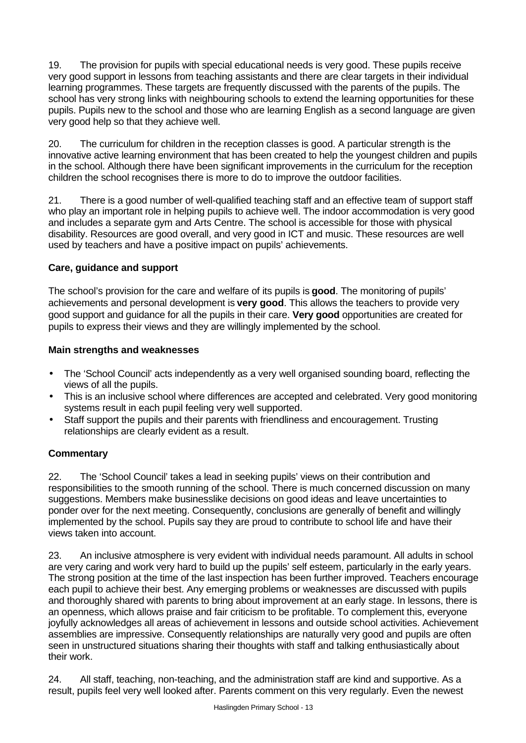19. The provision for pupils with special educational needs is very good. These pupils receive very good support in lessons from teaching assistants and there are clear targets in their individual learning programmes. These targets are frequently discussed with the parents of the pupils. The school has very strong links with neighbouring schools to extend the learning opportunities for these pupils. Pupils new to the school and those who are learning English as a second language are given very good help so that they achieve well.

20. The curriculum for children in the reception classes is good. A particular strength is the innovative active learning environment that has been created to help the youngest children and pupils in the school. Although there have been significant improvements in the curriculum for the reception children the school recognises there is more to do to improve the outdoor facilities.

21. There is a good number of well-qualified teaching staff and an effective team of support staff who play an important role in helping pupils to achieve well. The indoor accommodation is very good and includes a separate gym and Arts Centre. The school is accessible for those with physical disability. Resources are good overall, and very good in ICT and music. These resources are well used by teachers and have a positive impact on pupils' achievements.

### Care, guidance and support

The school's provision for the care and welfare of its pupils is **good**. The monitoring of pupils' achievements and personal development is **very good**. This allows the teachers to provide very good support and guidance for all the pupils in their care. **Very good** opportunities are created for pupils to express their views and they are willingly implemented by the school.

#### Main strengths and weaknesses

- The 'School Council' acts independently as a very well organised sounding board, reflecting the views of all the pupils.
- This is an inclusive school where differences are accepted and celebrated. Very good monitoring systems result in each pupil feeling very well supported.
- Staff support the pupils and their parents with friendliness and encouragement. Trusting relationships are clearly evident as a result.

#### Commentary

22. The 'School Council' takes a lead in seeking pupils' views on their contribution and responsibilities to the smooth running of the school. There is much concerned discussion on many suggestions. Members make businesslike decisions on good ideas and leave uncertainties to ponder over for the next meeting. Consequently, conclusions are generally of benefit and willingly implemented by the school. Pupils say they are proud to contribute to school life and have their views taken into account.

23. An inclusive atmosphere is very evident with individual needs paramount. All adults in school are very caring and work very hard to build up the pupils' self esteem, particularly in the early years. The strong position at the time of the last inspection has been further improved. Teachers encourage each pupil to achieve their best. Any emerging problems or weaknesses are discussed with pupils and thoroughly shared with parents to bring about improvement at an early stage. In lessons, there is an openness, which allows praise and fair criticism to be profitable. To complement this, everyone joyfully acknowledges all areas of achievement in lessons and outside school activities. Achievement assemblies are impressive. Consequently relationships are naturally very good and pupils are often seen in unstructured situations sharing their thoughts with staff and talking enthusiastically about their work.

24. All staff, teaching, non-teaching, and the administration staff are kind and supportive. As a result, pupils feel very well looked after. Parents comment on this very regularly. Even the newest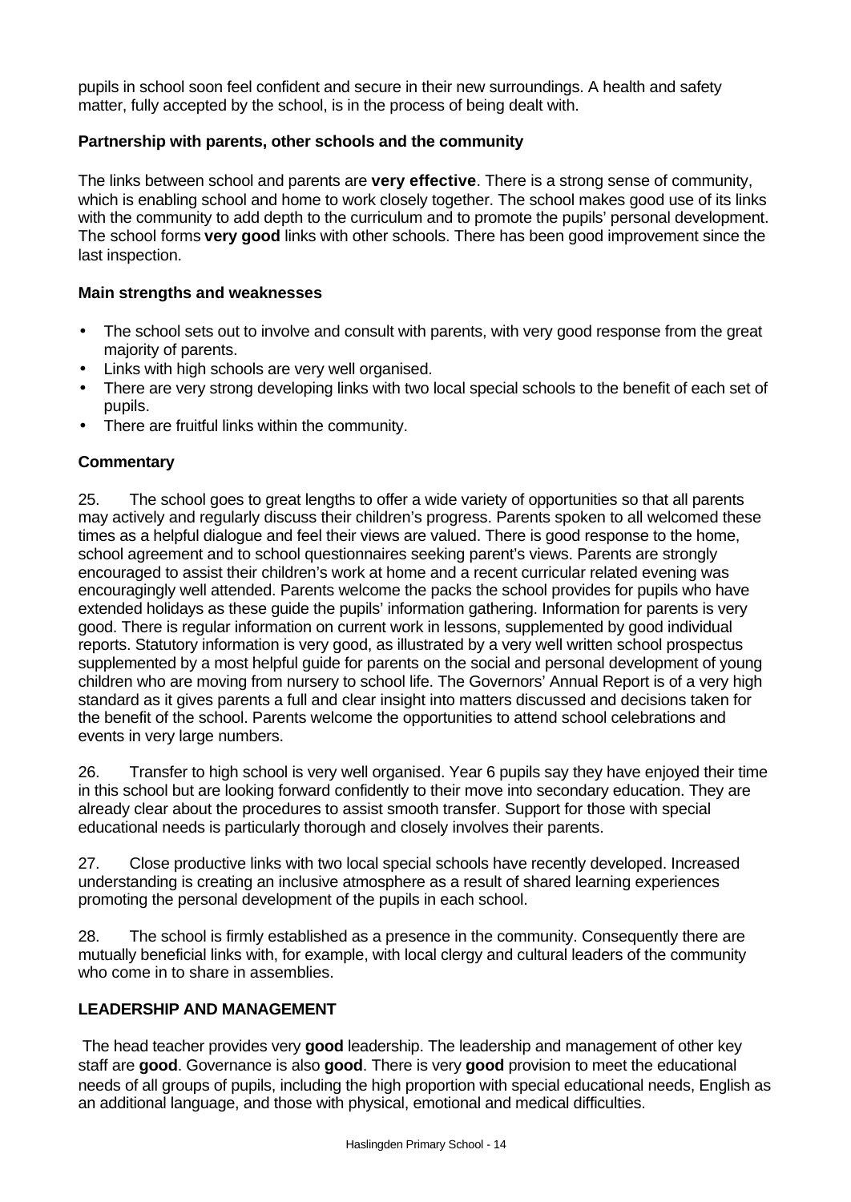pupils in school soon feel confident and secure in their new surroundings. A health and safety matter, fully accepted by the school, is in the process of being dealt with.

### Partnership with parents, other schools and the community

The links between school and parents are **very effective**. There is a strong sense of community, which is enabling school and home to work closely together. The school makes good use of its links with the community to add depth to the curriculum and to promote the pupils' personal development. The school forms **very good** links with other schools. There has been good improvement since the last inspection.

### Main strengths and weaknesses

- The school sets out to involve and consult with parents, with very good response from the great majority of parents.
- Links with high schools are very well organised.
- There are very strong developing links with two local special schools to the benefit of each set of pupils.
- There are fruitful links within the community.

### Commentary

25. The school goes to great lengths to offer a wide variety of opportunities so that all parents may actively and regularly discuss their children's progress. Parents spoken to all welcomed these times as a helpful dialogue and feel their views are valued. There is good response to the home, school agreement and to school questionnaires seeking parent's views. Parents are strongly encouraged to assist their children's work at home and a recent curricular related evening was encouragingly well attended. Parents welcome the packs the school provides for pupils who have extended holidays as these guide the pupils' information gathering. Information for parents is very good. There is regular information on current work in lessons, supplemented by good individual reports. Statutory information is very good, as illustrated by a very well written school prospectus supplemented by a most helpful guide for parents on the social and personal development of young children who are moving from nursery to school life. The Governors' Annual Report is of a very high standard as it gives parents a full and clear insight into matters discussed and decisions taken for the benefit of the school. Parents welcome the opportunities to attend school celebrations and events in very large numbers.

26. Transfer to high school is very well organised. Year 6 pupils say they have enjoyed their time in this school but are looking forward confidently to their move into secondary education. They are already clear about the procedures to assist smooth transfer. Support for those with special educational needs is particularly thorough and closely involves their parents.

27. Close productive links with two local special schools have recently developed. Increased understanding is creating an inclusive atmosphere as a result of shared learning experiences promoting the personal development of the pupils in each school.

28. The school is firmly established as a presence in the community. Consequently there are mutually beneficial links with, for example, with local clergy and cultural leaders of the community who come in to share in assemblies.

## LEADERSHIP AND MANAGEMENT

The head teacher provides very **good** leadership. The leadership and management of other key staff are **good**. Governance is also **good**. There is very **good** provision to meet the educational needs of all groups of pupils, including the high proportion with special educational needs, English as an additional language, and those with physical, emotional and medical difficulties.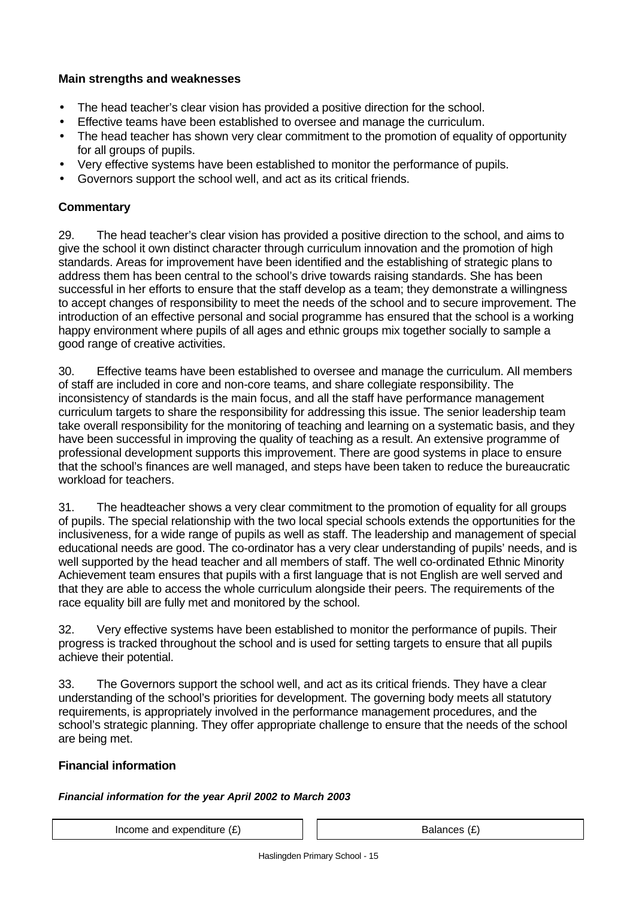**Main strengths and weaknesses**

- The head teacher's clear vision has provided a positive direction for the school.
- Effective teams have been established to oversee and manage the curriculum.
- The head teacher has shown very clear commitment to the promotion of equality of opportunity for all groups of pupils.
- Very effective systems have been established to monitor the performance of pupils.
- Governors support the school well, and act as its critical friends.

**Commentary**

29. The head teacher's clear vision has provided a positive direction to the school, and aims to give the school it own distinct character through curriculum innovation and the promotion of high standards. Areas for improvement have been identified and the establishing of strategic plans to address them has been central to the school's drive towards raising standards. She has been successful in her efforts to ensure that the staff develop as a team; they demonstrate a willingness to accept changes of responsibility to meet the needs of the school and to secure improvement. The introduction of an effective personal and social programme has ensured that the school is a working happy environment where pupils of all ages and ethnic groups mix together socially to sample a good range of creative activities.

30. Effective teams have been established to oversee and manage the curriculum. All members of staff are included in core and non-core teams, and share collegiate responsibility. The inconsistency of standards is the main focus, and all the staff have performance management curriculum targets to share the responsibility for addressing this issue. The senior leadership team take overall responsibility for the monitoring of teaching and learning on a systematic basis, and they have been successful in improving the quality of teaching as a result. An extensive programme of professional development supports this improvement. There are good systems in place to ensure that the school's finances are well managed, and steps have been taken to reduce the bureaucratic workload for teachers.

31. The headteacher shows a very clear commitment to the promotion of equality for all groups of pupils. The special relationship with the two local special schools extends the opportunities for the inclusiveness, for a wide range of pupils as well as staff. The leadership and management of special educational needs are good. The co-ordinator has a very clear understanding of pupils' needs, and is well supported by the head teacher and all members of staff. The well co-ordinated Ethnic Minority Achievement team ensures that pupils with a first language that is not English are well served and that they are able to access the whole curriculum alongside their peers. The requirements of the race equality bill are fully met and monitored by the school.

32. Very effective systems have been established to monitor the performance of pupils. Their progress is tracked throughout the school and is used for setting targets to ensure that all pupils achieve their potential.

33. The Governors support the school well, and act as its critical friends. They have a clear understanding of the school's priorities for development. The governing body meets all statutory requirements, is appropriately involved in the performance management procedures, and the school's strategic planning. They offer appropriate challenge to ensure that the needs of the school are being met.

**Financial information**

***Financial information for the year April 2002 to March 2003***

| Income and expenditure (£) | Balances (£) |
|---|---|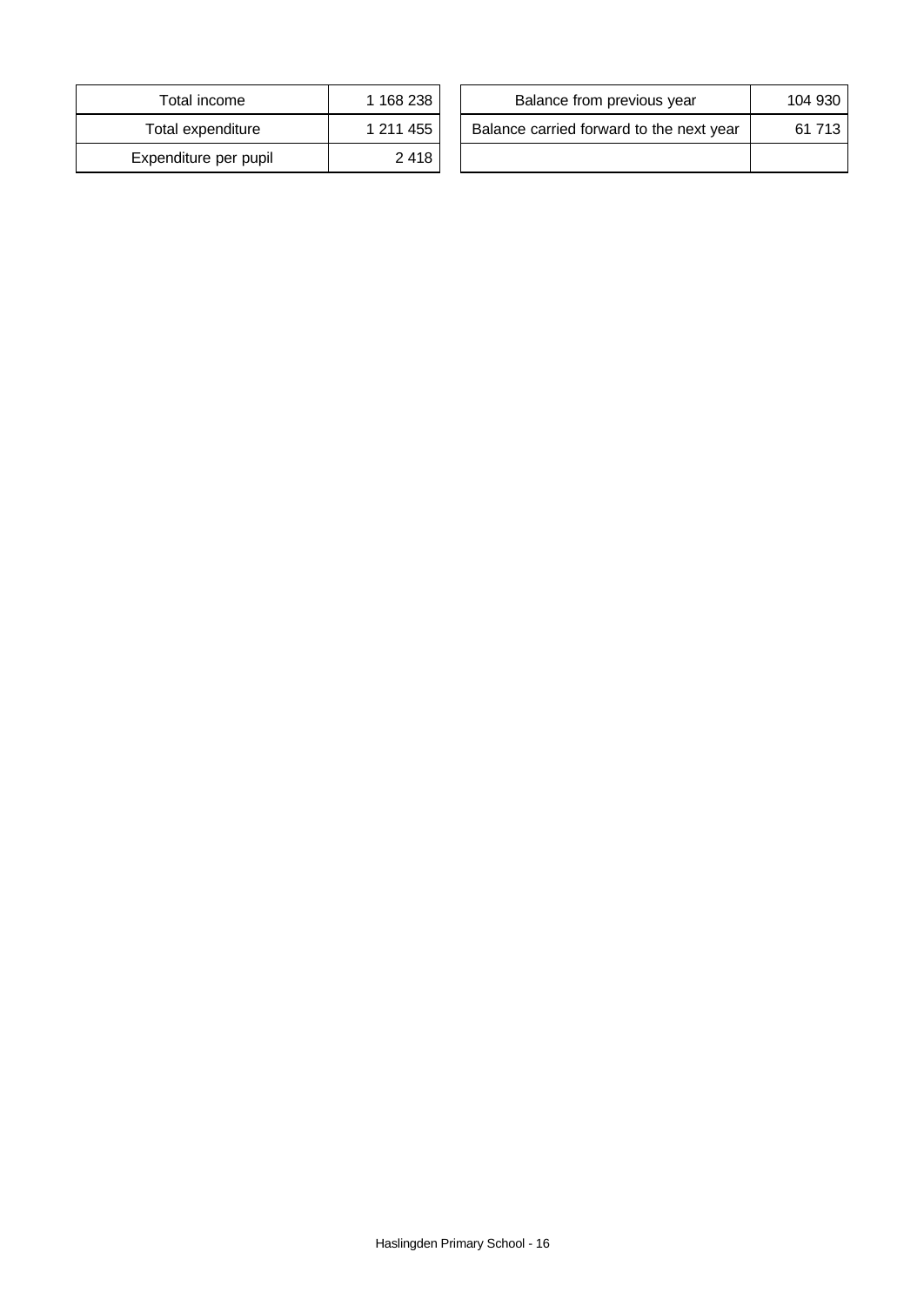| Total income | 1 168 238 |
| --- | --- |
| Total expenditure | 1 211 455 |
| Expenditure per pupil | 2 418 |

| Balance from previous year | 104 930 |
| --- | --- |
| Balance carried forward to the next year | 61 713 |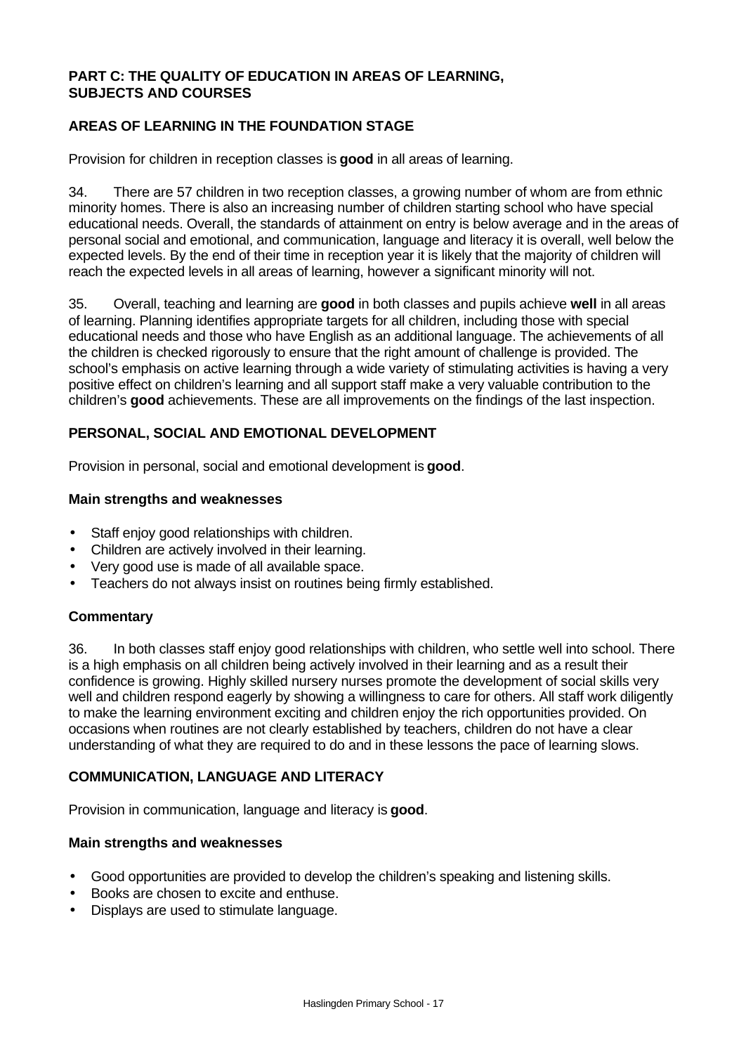## PART C: THE QUALITY OF EDUCATION IN AREAS OF LEARNING, SUBJECTS AND COURSES

### AREAS OF LEARNING IN THE FOUNDATION STAGE

Provision for children in reception classes is **good** in all areas of learning.

34. There are 57 children in two reception classes, a growing number of whom are from ethnic minority homes. There is also an increasing number of children starting school who have special educational needs. Overall, the standards of attainment on entry is below average and in the areas of personal social and emotional, and communication, language and literacy it is overall, well below the expected levels. By the end of their time in reception year it is likely that the majority of children will reach the expected levels in all areas of learning, however a significant minority will not.

35. Overall, teaching and learning are **good** in both classes and pupils achieve **well** in all areas of learning. Planning identifies appropriate targets for all children, including those with special educational needs and those who have English as an additional language. The achievements of all the children is checked rigorously to ensure that the right amount of challenge is provided. The school's emphasis on active learning through a wide variety of stimulating activities is having a very positive effect on children's learning and all support staff make a very valuable contribution to the children's **good** achievements. These are all improvements on the findings of the last inspection.

### PERSONAL, SOCIAL AND EMOTIONAL DEVELOPMENT

Provision in personal, social and emotional development is **good**.

#### Main strengths and weaknesses

- Staff enjoy good relationships with children.
- Children are actively involved in their learning.
- Very good use is made of all available space.
- Teachers do not always insist on routines being firmly established.

#### Commentary

36. In both classes staff enjoy good relationships with children, who settle well into school. There is a high emphasis on all children being actively involved in their learning and as a result their confidence is growing. Highly skilled nursery nurses promote the development of social skills very well and children respond eagerly by showing a willingness to care for others. All staff work diligently to make the learning environment exciting and children enjoy the rich opportunities provided. On occasions when routines are not clearly established by teachers, children do not have a clear understanding of what they are required to do and in these lessons the pace of learning slows.

### COMMUNICATION, LANGUAGE AND LITERACY

Provision in communication, language and literacy is **good**.

#### Main strengths and weaknesses

- Good opportunities are provided to develop the children's speaking and listening skills.
- Books are chosen to excite and enthuse.
- Displays are used to stimulate language.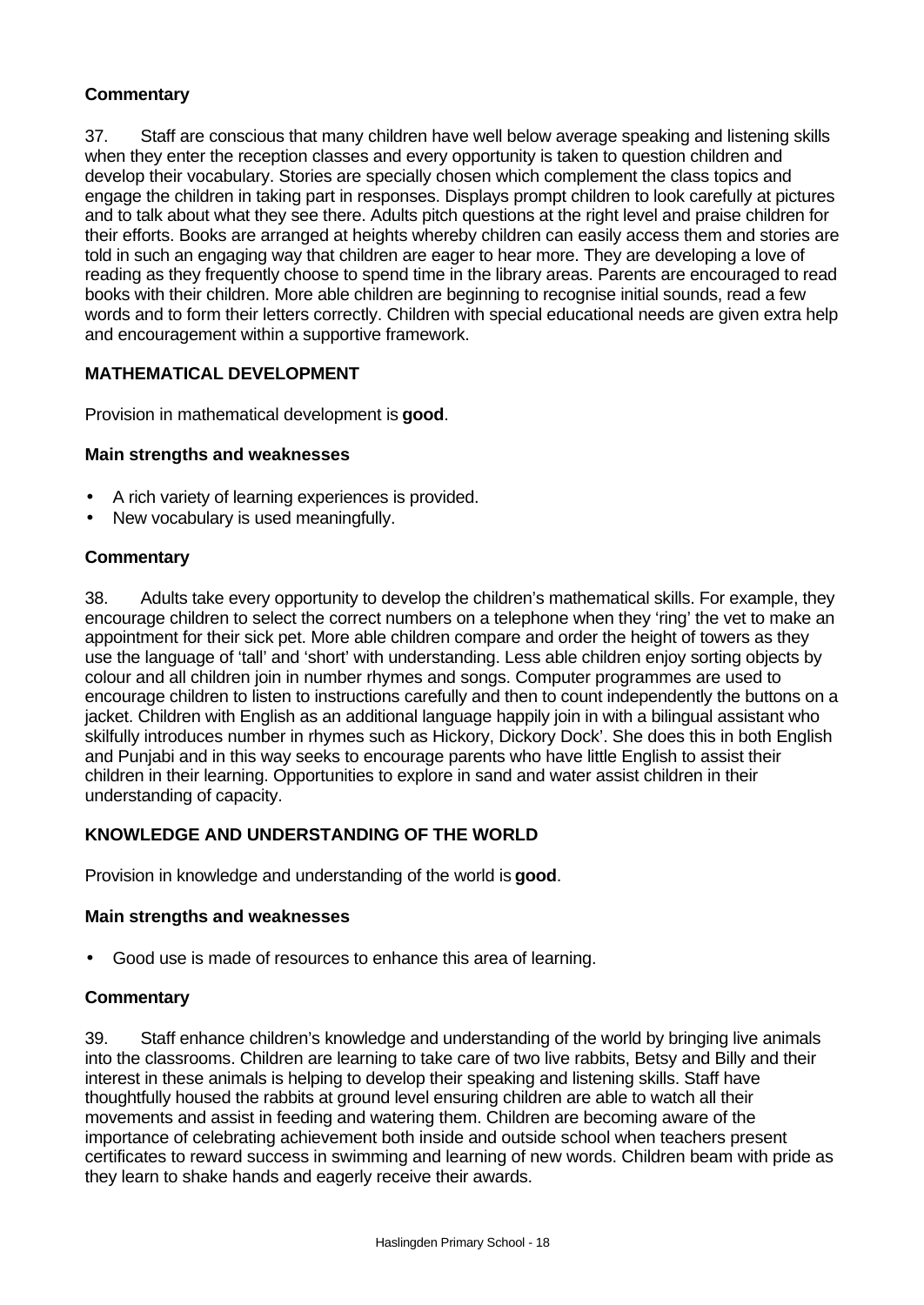### Commentary

37. Staff are conscious that many children have well below average speaking and listening skills when they enter the reception classes and every opportunity is taken to question children and develop their vocabulary. Stories are specially chosen which complement the class topics and engage the children in taking part in responses. Displays prompt children to look carefully at pictures and to talk about what they see there. Adults pitch questions at the right level and praise children for their efforts. Books are arranged at heights whereby children can easily access them and stories are told in such an engaging way that children are eager to hear more. They are developing a love of reading as they frequently choose to spend time in the library areas. Parents are encouraged to read books with their children. More able children are beginning to recognise initial sounds, read a few words and to form their letters correctly. Children with special educational needs are given extra help and encouragement within a supportive framework.

## MATHEMATICAL DEVELOPMENT

Provision in mathematical development is **good**.

### Main strengths and weaknesses

- A rich variety of learning experiences is provided.
- New vocabulary is used meaningfully.

### Commentary

38. Adults take every opportunity to develop the children's mathematical skills. For example, they encourage children to select the correct numbers on a telephone when they 'ring' the vet to make an appointment for their sick pet. More able children compare and order the height of towers as they use the language of 'tall' and 'short' with understanding. Less able children enjoy sorting objects by colour and all children join in number rhymes and songs. Computer programmes are used to encourage children to listen to instructions carefully and then to count independently the buttons on a jacket. Children with English as an additional language happily join in with a bilingual assistant who skilfully introduces number in rhymes such as Hickory, Dickory Dock'. She does this in both English and Punjabi and in this way seeks to encourage parents who have little English to assist their children in their learning. Opportunities to explore in sand and water assist children in their understanding of capacity.

## KNOWLEDGE AND UNDERSTANDING OF THE WORLD

Provision in knowledge and understanding of the world is **good**.

### Main strengths and weaknesses

- Good use is made of resources to enhance this area of learning.

### Commentary

39. Staff enhance children's knowledge and understanding of the world by bringing live animals into the classrooms. Children are learning to take care of two live rabbits, Betsy and Billy and their interest in these animals is helping to develop their speaking and listening skills. Staff have thoughtfully housed the rabbits at ground level ensuring children are able to watch all their movements and assist in feeding and watering them. Children are becoming aware of the importance of celebrating achievement both inside and outside school when teachers present certificates to reward success in swimming and learning of new words. Children beam with pride as they learn to shake hands and eagerly receive their awards.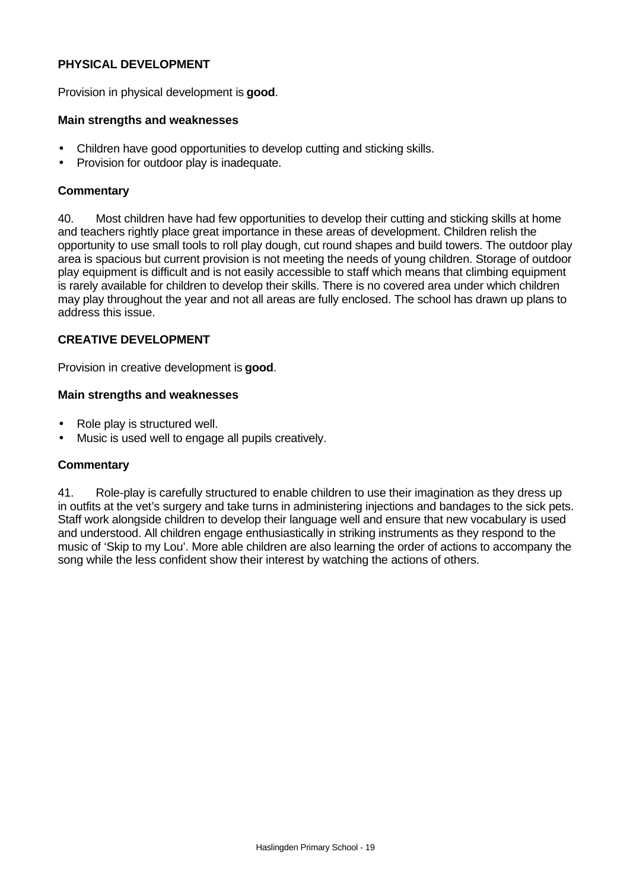## PHYSICAL DEVELOPMENT

Provision in physical development is **good**.

### Main strengths and weaknesses

- Children have good opportunities to develop cutting and sticking skills.
- Provision for outdoor play is inadequate.

### Commentary

40. Most children have had few opportunities to develop their cutting and sticking skills at home and teachers rightly place great importance in these areas of development. Children relish the opportunity to use small tools to roll play dough, cut round shapes and build towers. The outdoor play area is spacious but current provision is not meeting the needs of young children. Storage of outdoor play equipment is difficult and is not easily accessible to staff which means that climbing equipment is rarely available for children to develop their skills. There is no covered area under which children may play throughout the year and not all areas are fully enclosed. The school has drawn up plans to address this issue.

## CREATIVE DEVELOPMENT

Provision in creative development is **good**.

### Main strengths and weaknesses

- Role play is structured well.
- Music is used well to engage all pupils creatively.

### Commentary

41. Role-play is carefully structured to enable children to use their imagination as they dress up in outfits at the vet's surgery and take turns in administering injections and bandages to the sick pets. Staff work alongside children to develop their language well and ensure that new vocabulary is used and understood. All children engage enthusiastically in striking instruments as they respond to the music of 'Skip to my Lou'. More able children are also learning the order of actions to accompany the song while the less confident show their interest by watching the actions of others.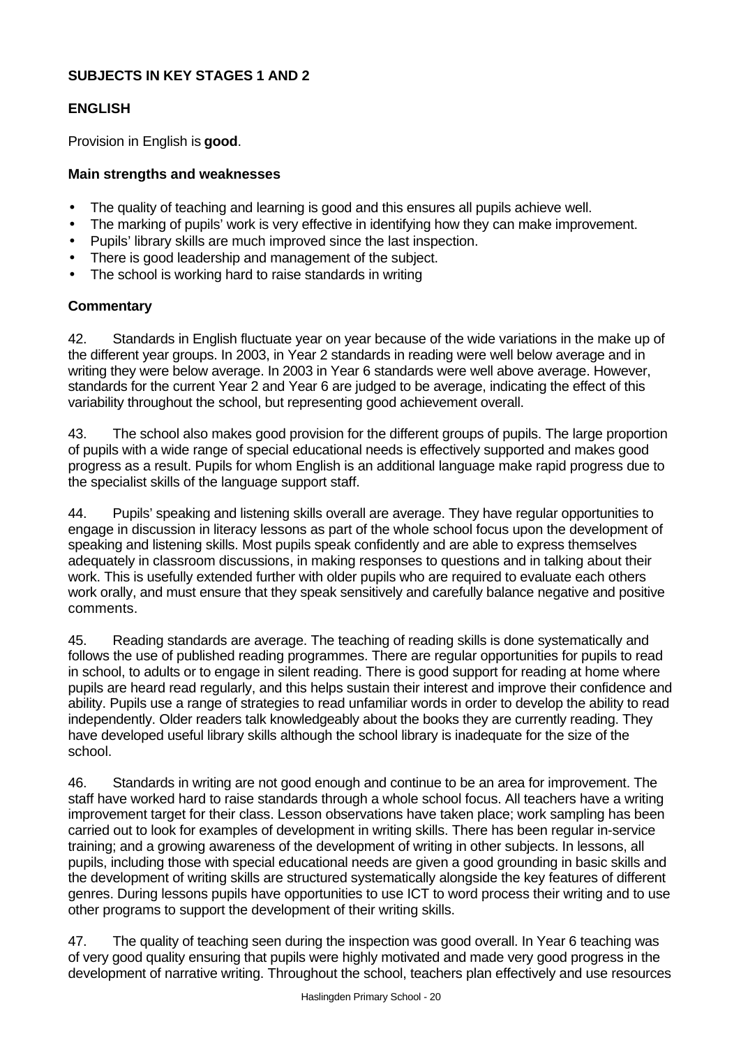## SUBJECTS IN KEY STAGES 1 AND 2

### ENGLISH

Provision in English is **good**.

#### Main strengths and weaknesses

- The quality of teaching and learning is good and this ensures all pupils achieve well.
- The marking of pupils' work is very effective in identifying how they can make improvement.
- Pupils' library skills are much improved since the last inspection.
- There is good leadership and management of the subject.
- The school is working hard to raise standards in writing

#### Commentary

42. Standards in English fluctuate year on year because of the wide variations in the make up of the different year groups. In 2003, in Year 2 standards in reading were well below average and in writing they were below average. In 2003 in Year 6 standards were well above average. However, standards for the current Year 2 and Year 6 are judged to be average, indicating the effect of this variability throughout the school, but representing good achievement overall.

43. The school also makes good provision for the different groups of pupils. The large proportion of pupils with a wide range of special educational needs is effectively supported and makes good progress as a result. Pupils for whom English is an additional language make rapid progress due to the specialist skills of the language support staff.

44. Pupils' speaking and listening skills overall are average. They have regular opportunities to engage in discussion in literacy lessons as part of the whole school focus upon the development of speaking and listening skills. Most pupils speak confidently and are able to express themselves adequately in classroom discussions, in making responses to questions and in talking about their work. This is usefully extended further with older pupils who are required to evaluate each others work orally, and must ensure that they speak sensitively and carefully balance negative and positive comments.

45. Reading standards are average. The teaching of reading skills is done systematically and follows the use of published reading programmes. There are regular opportunities for pupils to read in school, to adults or to engage in silent reading. There is good support for reading at home where pupils are heard read regularly, and this helps sustain their interest and improve their confidence and ability. Pupils use a range of strategies to read unfamiliar words in order to develop the ability to read independently. Older readers talk knowledgeably about the books they are currently reading. They have developed useful library skills although the school library is inadequate for the size of the school.

46. Standards in writing are not good enough and continue to be an area for improvement. The staff have worked hard to raise standards through a whole school focus. All teachers have a writing improvement target for their class. Lesson observations have taken place; work sampling has been carried out to look for examples of development in writing skills. There has been regular in-service training; and a growing awareness of the development of writing in other subjects. In lessons, all pupils, including those with special educational needs are given a good grounding in basic skills and the development of writing skills are structured systematically alongside the key features of different genres. During lessons pupils have opportunities to use ICT to word process their writing and to use other programs to support the development of their writing skills.

47. The quality of teaching seen during the inspection was good overall. In Year 6 teaching was of very good quality ensuring that pupils were highly motivated and made very good progress in the development of narrative writing. Throughout the school, teachers plan effectively and use resources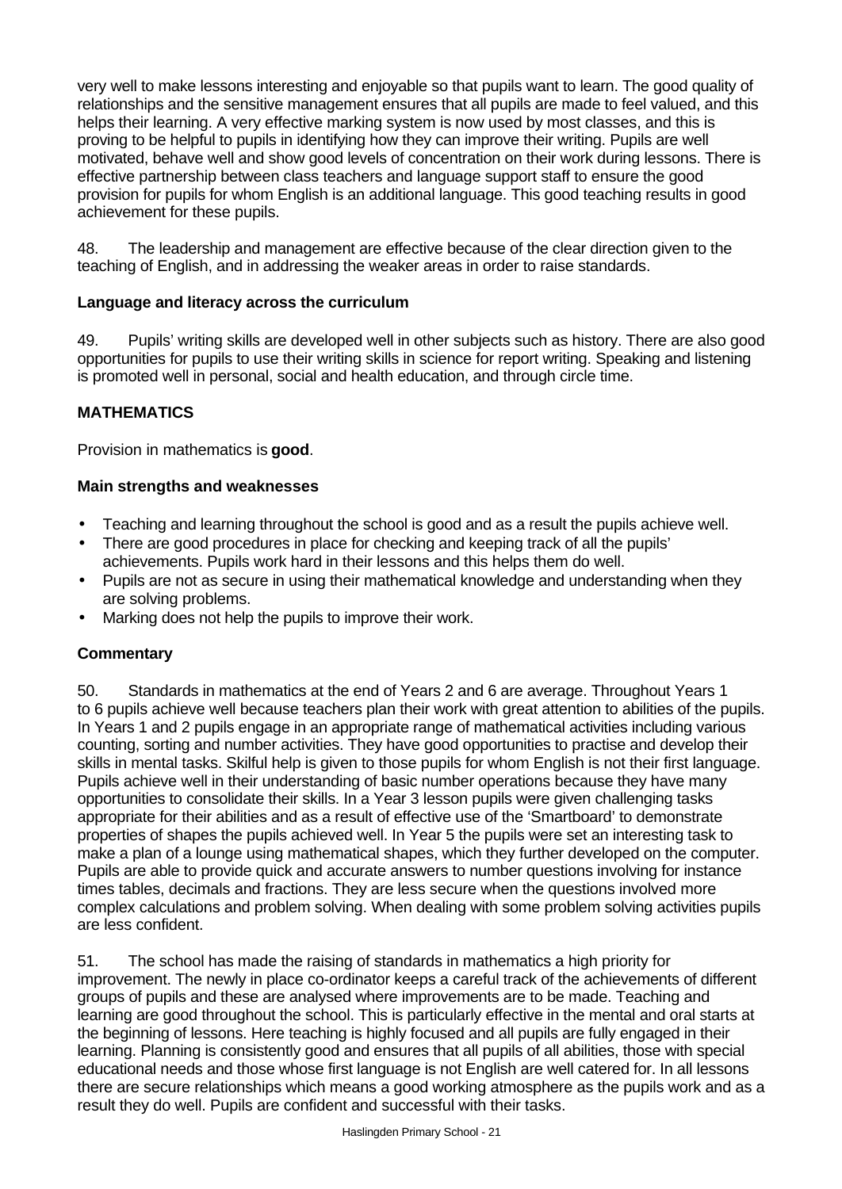very well to make lessons interesting and enjoyable so that pupils want to learn. The good quality of relationships and the sensitive management ensures that all pupils are made to feel valued, and this helps their learning. A very effective marking system is now used by most classes, and this is proving to be helpful to pupils in identifying how they can improve their writing. Pupils are well motivated, behave well and show good levels of concentration on their work during lessons. There is effective partnership between class teachers and language support staff to ensure the good provision for pupils for whom English is an additional language. This good teaching results in good achievement for these pupils.

48. The leadership and management are effective because of the clear direction given to the teaching of English, and in addressing the weaker areas in order to raise standards.

### Language and literacy across the curriculum

49. Pupils' writing skills are developed well in other subjects such as history. There are also good opportunities for pupils to use their writing skills in science for report writing. Speaking and listening is promoted well in personal, social and health education, and through circle time.

## MATHEMATICS

Provision in mathematics is **good**.

### Main strengths and weaknesses

- Teaching and learning throughout the school is good and as a result the pupils achieve well.
- There are good procedures in place for checking and keeping track of all the pupils' achievements. Pupils work hard in their lessons and this helps them do well.
- Pupils are not as secure in using their mathematical knowledge and understanding when they are solving problems.
- Marking does not help the pupils to improve their work.

### Commentary

50. Standards in mathematics at the end of Years 2 and 6 are average. Throughout Years 1 to 6 pupils achieve well because teachers plan their work with great attention to abilities of the pupils. In Years 1 and 2 pupils engage in an appropriate range of mathematical activities including various counting, sorting and number activities. They have good opportunities to practise and develop their skills in mental tasks. Skilful help is given to those pupils for whom English is not their first language. Pupils achieve well in their understanding of basic number operations because they have many opportunities to consolidate their skills. In a Year 3 lesson pupils were given challenging tasks appropriate for their abilities and as a result of effective use of the 'Smartboard' to demonstrate properties of shapes the pupils achieved well. In Year 5 the pupils were set an interesting task to make a plan of a lounge using mathematical shapes, which they further developed on the computer. Pupils are able to provide quick and accurate answers to number questions involving for instance times tables, decimals and fractions. They are less secure when the questions involved more complex calculations and problem solving. When dealing with some problem solving activities pupils are less confident.

51. The school has made the raising of standards in mathematics a high priority for improvement. The newly in place co-ordinator keeps a careful track of the achievements of different groups of pupils and these are analysed where improvements are to be made. Teaching and learning are good throughout the school. This is particularly effective in the mental and oral starts at the beginning of lessons. Here teaching is highly focused and all pupils are fully engaged in their learning. Planning is consistently good and ensures that all pupils of all abilities, those with special educational needs and those whose first language is not English are well catered for. In all lessons there are secure relationships which means a good working atmosphere as the pupils work and as a result they do well. Pupils are confident and successful with their tasks.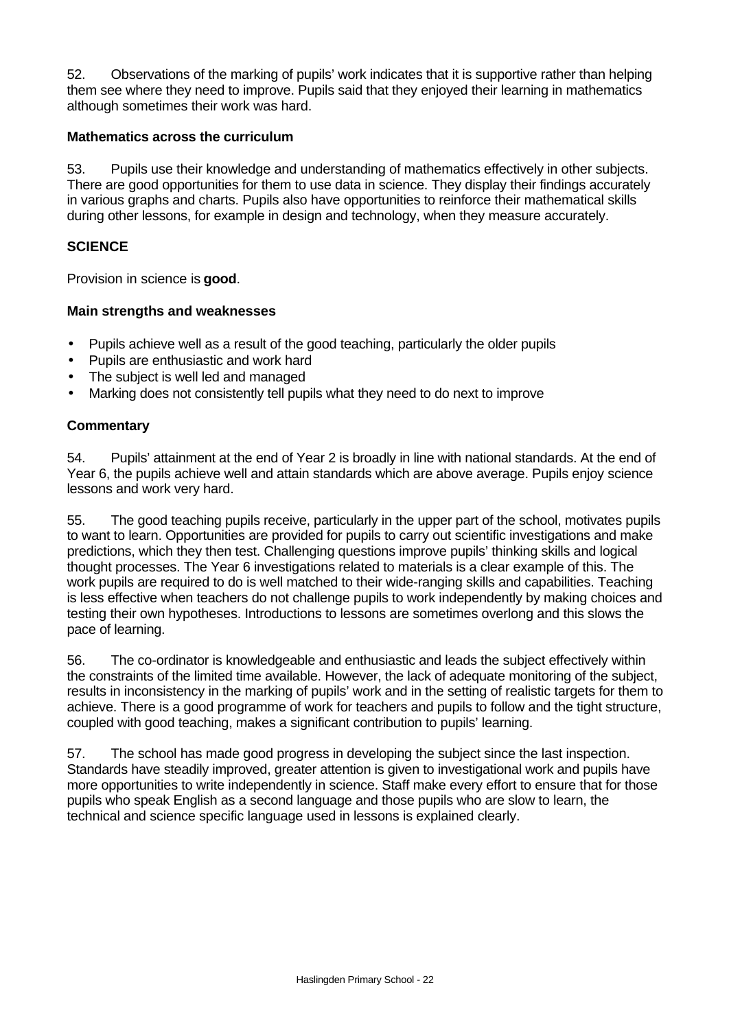52. Observations of the marking of pupils' work indicates that it is supportive rather than helping them see where they need to improve. Pupils said that they enjoyed their learning in mathematics although sometimes their work was hard.

**Mathematics across the curriculum**

53. Pupils use their knowledge and understanding of mathematics effectively in other subjects. There are good opportunities for them to use data in science. They display their findings accurately in various graphs and charts. Pupils also have opportunities to reinforce their mathematical skills during other lessons, for example in design and technology, when they measure accurately.

## SCIENCE

Provision in science is **good**.

### Main strengths and weaknesses

- Pupils achieve well as a result of the good teaching, particularly the older pupils
- Pupils are enthusiastic and work hard
- The subject is well led and managed
- Marking does not consistently tell pupils what they need to do next to improve

### Commentary

54. Pupils' attainment at the end of Year 2 is broadly in line with national standards. At the end of Year 6, the pupils achieve well and attain standards which are above average. Pupils enjoy science lessons and work very hard.

55. The good teaching pupils receive, particularly in the upper part of the school, motivates pupils to want to learn. Opportunities are provided for pupils to carry out scientific investigations and make predictions, which they then test. Challenging questions improve pupils' thinking skills and logical thought processes. The Year 6 investigations related to materials is a clear example of this. The work pupils are required to do is well matched to their wide-ranging skills and capabilities. Teaching is less effective when teachers do not challenge pupils to work independently by making choices and testing their own hypotheses. Introductions to lessons are sometimes overlong and this slows the pace of learning.

56. The co-ordinator is knowledgeable and enthusiastic and leads the subject effectively within the constraints of the limited time available. However, the lack of adequate monitoring of the subject, results in inconsistency in the marking of pupils' work and in the setting of realistic targets for them to achieve. There is a good programme of work for teachers and pupils to follow and the tight structure, coupled with good teaching, makes a significant contribution to pupils' learning.

57. The school has made good progress in developing the subject since the last inspection. Standards have steadily improved, greater attention is given to investigational work and pupils have more opportunities to write independently in science. Staff make every effort to ensure that for those pupils who speak English as a second language and those pupils who are slow to learn, the technical and science specific language used in lessons is explained clearly.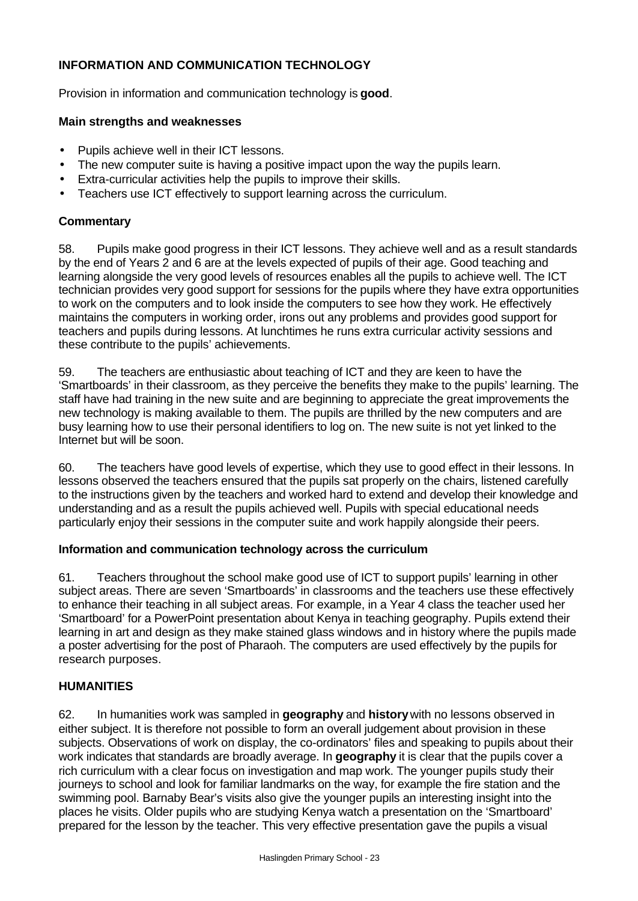## INFORMATION AND COMMUNICATION TECHNOLOGY

Provision in information and communication technology is **good**.

### Main strengths and weaknesses

- Pupils achieve well in their ICT lessons.
- The new computer suite is having a positive impact upon the way the pupils learn.
- Extra-curricular activities help the pupils to improve their skills.
- Teachers use ICT effectively to support learning across the curriculum.

### Commentary

58. Pupils make good progress in their ICT lessons. They achieve well and as a result standards by the end of Years 2 and 6 are at the levels expected of pupils of their age. Good teaching and learning alongside the very good levels of resources enables all the pupils to achieve well. The ICT technician provides very good support for sessions for the pupils where they have extra opportunities to work on the computers and to look inside the computers to see how they work. He effectively maintains the computers in working order, irons out any problems and provides good support for teachers and pupils during lessons. At lunchtimes he runs extra curricular activity sessions and these contribute to the pupils' achievements.

59. The teachers are enthusiastic about teaching of ICT and they are keen to have the 'Smartboards' in their classroom, as they perceive the benefits they make to the pupils' learning. The staff have had training in the new suite and are beginning to appreciate the great improvements the new technology is making available to them. The pupils are thrilled by the new computers and are busy learning how to use their personal identifiers to log on. The new suite is not yet linked to the Internet but will be soon.

60. The teachers have good levels of expertise, which they use to good effect in their lessons. In lessons observed the teachers ensured that the pupils sat properly on the chairs, listened carefully to the instructions given by the teachers and worked hard to extend and develop their knowledge and understanding and as a result the pupils achieved well. Pupils with special educational needs particularly enjoy their sessions in the computer suite and work happily alongside their peers.

### Information and communication technology across the curriculum

61. Teachers throughout the school make good use of ICT to support pupils' learning in other subject areas. There are seven 'Smartboards' in classrooms and the teachers use these effectively to enhance their teaching in all subject areas. For example, in a Year 4 class the teacher used her 'Smartboard' for a PowerPoint presentation about Kenya in teaching geography. Pupils extend their learning in art and design as they make stained glass windows and in history where the pupils made a poster advertising for the post of Pharaoh. The computers are used effectively by the pupils for research purposes.

## HUMANITIES

62. In humanities work was sampled in **geography** and **history** with no lessons observed in either subject. It is therefore not possible to form an overall judgement about provision in these subjects. Observations of work on display, the co-ordinators' files and speaking to pupils about their work indicates that standards are broadly average. In **geography** it is clear that the pupils cover a rich curriculum with a clear focus on investigation and map work. The younger pupils study their journeys to school and look for familiar landmarks on the way, for example the fire station and the swimming pool. Barnaby Bear's visits also give the younger pupils an interesting insight into the places he visits. Older pupils who are studying Kenya watch a presentation on the 'Smartboard' prepared for the lesson by the teacher. This very effective presentation gave the pupils a visual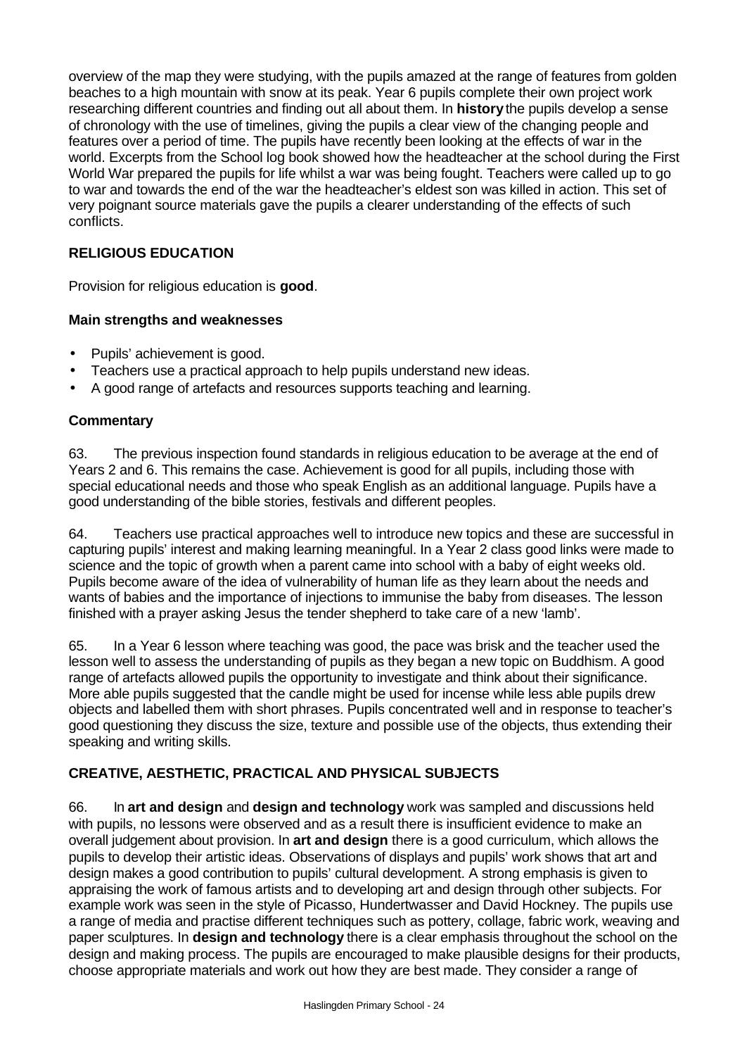overview of the map they were studying, with the pupils amazed at the range of features from golden beaches to a high mountain with snow at its peak. Year 6 pupils complete their own project work researching different countries and finding out all about them. In **history** the pupils develop a sense of chronology with the use of timelines, giving the pupils a clear view of the changing people and features over a period of time. The pupils have recently been looking at the effects of war in the world. Excerpts from the School log book showed how the headteacher at the school during the First World War prepared the pupils for life whilst a war was being fought. Teachers were called up to go to war and towards the end of the war the headteacher's eldest son was killed in action. This set of very poignant source materials gave the pupils a clearer understanding of the effects of such conflicts.

### RELIGIOUS EDUCATION

Provision for religious education is **good**.

#### Main strengths and weaknesses

- Pupils' achievement is good.
- Teachers use a practical approach to help pupils understand new ideas.
- A good range of artefacts and resources supports teaching and learning.

#### Commentary

63. The previous inspection found standards in religious education to be average at the end of Years 2 and 6. This remains the case. Achievement is good for all pupils, including those with special educational needs and those who speak English as an additional language. Pupils have a good understanding of the bible stories, festivals and different peoples.

64. Teachers use practical approaches well to introduce new topics and these are successful in capturing pupils' interest and making learning meaningful. In a Year 2 class good links were made to science and the topic of growth when a parent came into school with a baby of eight weeks old. Pupils become aware of the idea of vulnerability of human life as they learn about the needs and wants of babies and the importance of injections to immunise the baby from diseases. The lesson finished with a prayer asking Jesus the tender shepherd to take care of a new 'lamb'.

65. In a Year 6 lesson where teaching was good, the pace was brisk and the teacher used the lesson well to assess the understanding of pupils as they began a new topic on Buddhism. A good range of artefacts allowed pupils the opportunity to investigate and think about their significance. More able pupils suggested that the candle might be used for incense while less able pupils drew objects and labelled them with short phrases. Pupils concentrated well and in response to teacher's good questioning they discuss the size, texture and possible use of the objects, thus extending their speaking and writing skills.

### CREATIVE, AESTHETIC, PRACTICAL AND PHYSICAL SUBJECTS

66. In **art and design** and **design and technology** work was sampled and discussions held with pupils, no lessons were observed and as a result there is insufficient evidence to make an overall judgement about provision. In **art and design** there is a good curriculum, which allows the pupils to develop their artistic ideas. Observations of displays and pupils' work shows that art and design makes a good contribution to pupils' cultural development. A strong emphasis is given to appraising the work of famous artists and to developing art and design through other subjects. For example work was seen in the style of Picasso, Hundertwasser and David Hockney. The pupils use a range of media and practise different techniques such as pottery, collage, fabric work, weaving and paper sculptures. In **design and technology** there is a clear emphasis throughout the school on the design and making process. The pupils are encouraged to make plausible designs for their products, choose appropriate materials and work out how they are best made. They consider a range of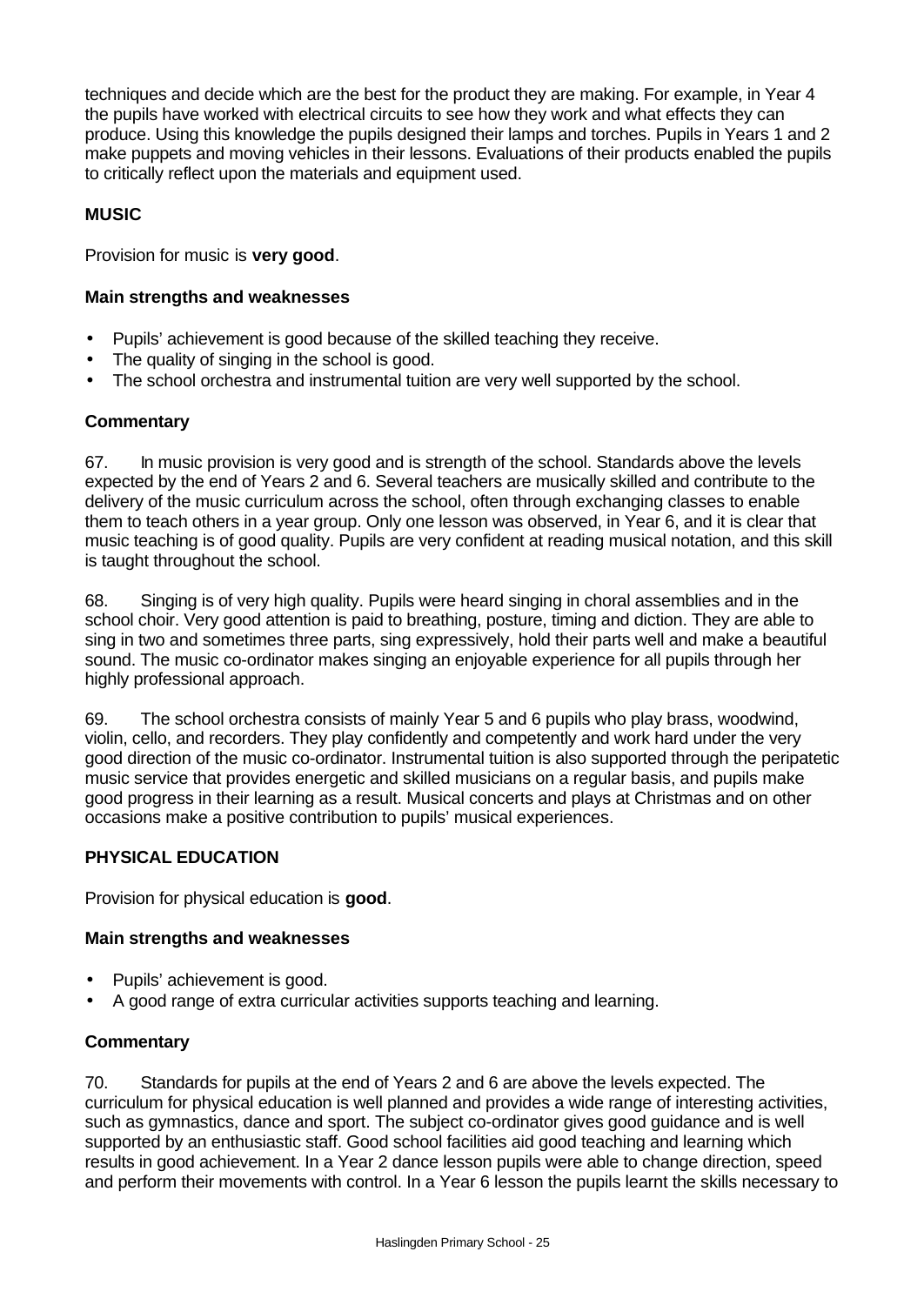techniques and decide which are the best for the product they are making. For example, in Year 4 the pupils have worked with electrical circuits to see how they work and what effects they can produce. Using this knowledge the pupils designed their lamps and torches. Pupils in Years 1 and 2 make puppets and moving vehicles in their lessons. Evaluations of their products enabled the pupils to critically reflect upon the materials and equipment used.

### MUSIC

Provision for music is **very good**.

#### Main strengths and weaknesses

- Pupils' achievement is good because of the skilled teaching they receive.
- The quality of singing in the school is good.
- The school orchestra and instrumental tuition are very well supported by the school.

#### Commentary

67. In music provision is very good and is strength of the school. Standards above the levels expected by the end of Years 2 and 6. Several teachers are musically skilled and contribute to the delivery of the music curriculum across the school, often through exchanging classes to enable them to teach others in a year group. Only one lesson was observed, in Year 6, and it is clear that music teaching is of good quality. Pupils are very confident at reading musical notation, and this skill is taught throughout the school.

68. Singing is of very high quality. Pupils were heard singing in choral assemblies and in the school choir. Very good attention is paid to breathing, posture, timing and diction. They are able to sing in two and sometimes three parts, sing expressively, hold their parts well and make a beautiful sound. The music co-ordinator makes singing an enjoyable experience for all pupils through her highly professional approach.

69. The school orchestra consists of mainly Year 5 and 6 pupils who play brass, woodwind, violin, cello, and recorders. They play confidently and competently and work hard under the very good direction of the music co-ordinator. Instrumental tuition is also supported through the peripatetic music service that provides energetic and skilled musicians on a regular basis, and pupils make good progress in their learning as a result. Musical concerts and plays at Christmas and on other occasions make a positive contribution to pupils' musical experiences.

### PHYSICAL EDUCATION

Provision for physical education is **good**.

#### Main strengths and weaknesses

- Pupils' achievement is good.
- A good range of extra curricular activities supports teaching and learning.

#### Commentary

70. Standards for pupils at the end of Years 2 and 6 are above the levels expected. The curriculum for physical education is well planned and provides a wide range of interesting activities, such as gymnastics, dance and sport. The subject co-ordinator gives good guidance and is well supported by an enthusiastic staff. Good school facilities aid good teaching and learning which results in good achievement. In a Year 2 dance lesson pupils were able to change direction, speed and perform their movements with control. In a Year 6 lesson the pupils learnt the skills necessary to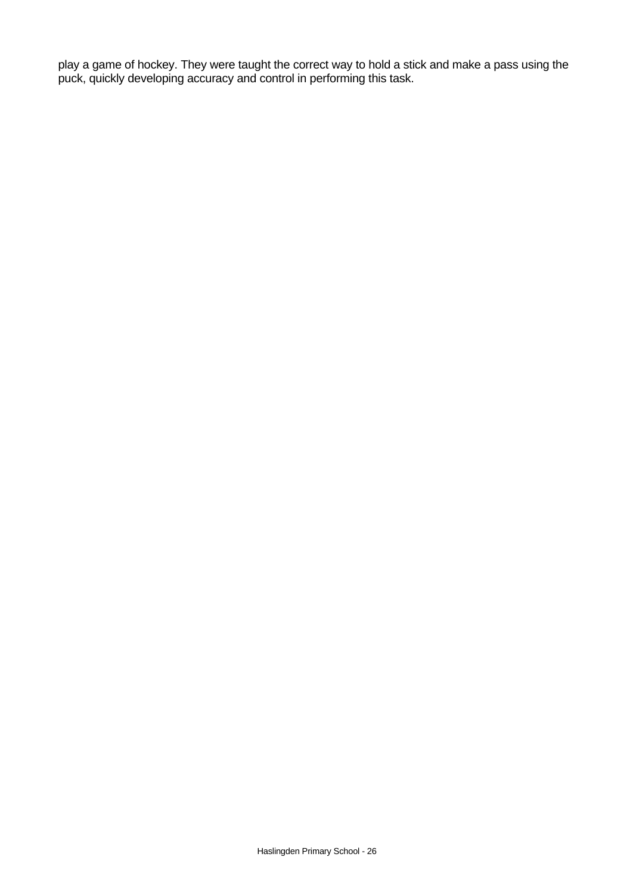play a game of hockey. They were taught the correct way to hold a stick and make a pass using the puck, quickly developing accuracy and control in performing this task.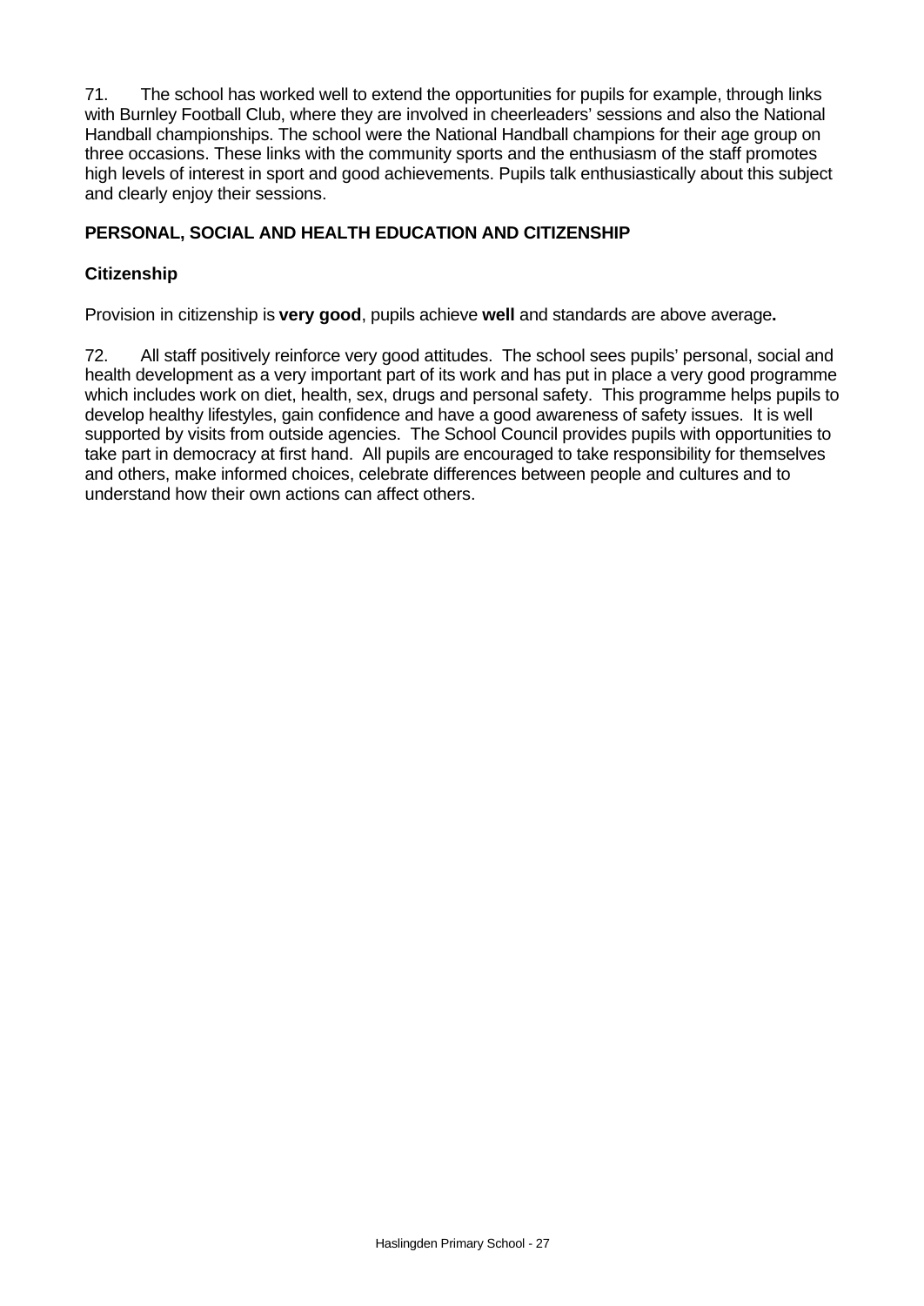71. The school has worked well to extend the opportunities for pupils for example, through links with Burnley Football Club, where they are involved in cheerleaders' sessions and also the National Handball championships. The school were the National Handball champions for their age group on three occasions. These links with the community sports and the enthusiasm of the staff promotes high levels of interest in sport and good achievements. Pupils talk enthusiastically about this subject and clearly enjoy their sessions.

## PERSONAL, SOCIAL AND HEALTH EDUCATION AND CITIZENSHIP

### Citizenship

Provision in citizenship is **very good**, pupils achieve **well** and standards are above average**.**

72. All staff positively reinforce very good attitudes. The school sees pupils' personal, social and health development as a very important part of its work and has put in place a very good programme which includes work on diet, health, sex, drugs and personal safety. This programme helps pupils to develop healthy lifestyles, gain confidence and have a good awareness of safety issues. It is well supported by visits from outside agencies. The School Council provides pupils with opportunities to take part in democracy at first hand. All pupils are encouraged to take responsibility for themselves and others, make informed choices, celebrate differences between people and cultures and to understand how their own actions can affect others.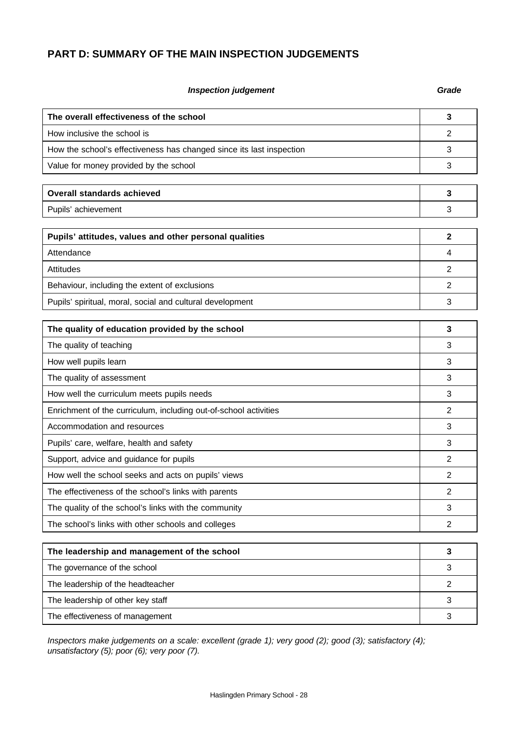## PART D: SUMMARY OF THE MAIN INSPECTION JUDGEMENTS

| *Inspection judgement* | *Grade* |
|---|---|
| **The overall effectiveness of the school** | **3** |
| How inclusive the school is | 2 |
| How the school's effectiveness has changed since its last inspection | 3 |
| Value for money provided by the school | 3 |
| **Overall standards achieved** | **3** |
| Pupils' achievement | 3 |
| **Pupils' attitudes, values and other personal qualities** | **2** |
| Attendance | 4 |
| Attitudes | 2 |
| Behaviour, including the extent of exclusions | 2 |
| Pupils' spiritual, moral, social and cultural development | 3 |
| **The quality of education provided by the school** | **3** |
| The quality of teaching | 3 |
| How well pupils learn | 3 |
| The quality of assessment | 3 |
| How well the curriculum meets pupils needs | 3 |
| Enrichment of the curriculum, including out-of-school activities | 2 |
| Accommodation and resources | 3 |
| Pupils' care, welfare, health and safety | 3 |
| Support, advice and guidance for pupils | 2 |
| How well the school seeks and acts on pupils' views | 2 |
| The effectiveness of the school's links with parents | 2 |
| The quality of the school's links with the community | 3 |
| The school's links with other schools and colleges | 2 |
| **The leadership and management of the school** | **3** |
| The governance of the school | 3 |
| The leadership of the headteacher | 2 |
| The leadership of other key staff | 3 |
| The effectiveness of management | 3 |

*Inspectors make judgements on a scale: excellent (grade 1); very good (2); good (3); satisfactory (4); unsatisfactory (5); poor (6); very poor (7).*